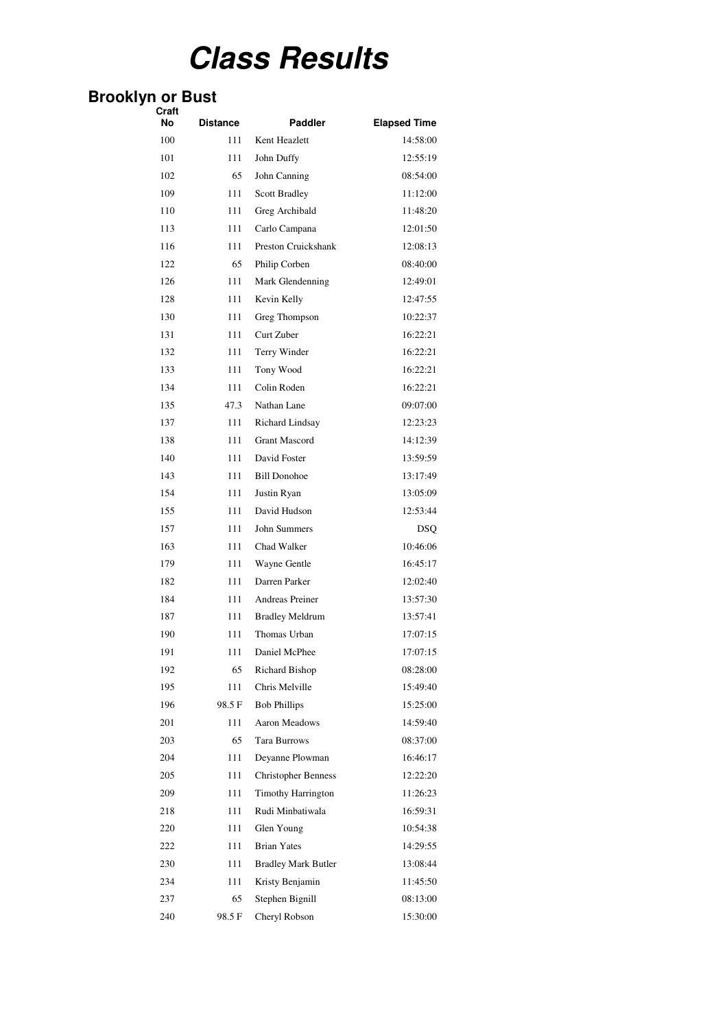# Class Results

## Brooklyn or Bust

| Craft No | Distance | Paddler | Elapsed Time |
|---|---|---|---|
| 100 | 111 | Kent Heazlett | 14:58:00 |
| 101 | 111 | John Duffy | 12:55:19 |
| 102 | 65 | John Canning | 08:54:00 |
| 109 | 111 | Scott Bradley | 11:12:00 |
| 110 | 111 | Greg Archibald | 11:48:20 |
| 113 | 111 | Carlo Campana | 12:01:50 |
| 116 | 111 | Preston Cruickshank | 12:08:13 |
| 122 | 65 | Philip Corben | 08:40:00 |
| 126 | 111 | Mark Glendenning | 12:49:01 |
| 128 | 111 | Kevin Kelly | 12:47:55 |
| 130 | 111 | Greg Thompson | 10:22:37 |
| 131 | 111 | Curt Zuber | 16:22:21 |
| 132 | 111 | Terry Winder | 16:22:21 |
| 133 | 111 | Tony Wood | 16:22:21 |
| 134 | 111 | Colin Roden | 16:22:21 |
| 135 | 47.3 | Nathan Lane | 09:07:00 |
| 137 | 111 | Richard Lindsay | 12:23:23 |
| 138 | 111 | Grant Mascord | 14:12:39 |
| 140 | 111 | David Foster | 13:59:59 |
| 143 | 111 | Bill Donohoe | 13:17:49 |
| 154 | 111 | Justin Ryan | 13:05:09 |
| 155 | 111 | David Hudson | 12:53:44 |
| 157 | 111 | John Summers | DSQ |
| 163 | 111 | Chad Walker | 10:46:06 |
| 179 | 111 | Wayne Gentle | 16:45:17 |
| 182 | 111 | Darren Parker | 12:02:40 |
| 184 | 111 | Andreas Preiner | 13:57:30 |
| 187 | 111 | Bradley Meldrum | 13:57:41 |
| 190 | 111 | Thomas Urban | 17:07:15 |
| 191 | 111 | Daniel McPhee | 17:07:15 |
| 192 | 65 | Richard Bishop | 08:28:00 |
| 195 | 111 | Chris Melville | 15:49:40 |
| 196 | 98.5 F | Bob Phillips | 15:25:00 |
| 201 | 111 | Aaron Meadows | 14:59:40 |
| 203 | 65 | Tara Burrows | 08:37:00 |
| 204 | 111 | Deyanne Plowman | 16:46:17 |
| 205 | 111 | Christopher Benness | 12:22:20 |
| 209 | 111 | Timothy Harrington | 11:26:23 |
| 218 | 111 | Rudi Minbatiwala | 16:59:31 |
| 220 | 111 | Glen Young | 10:54:38 |
| 222 | 111 | Brian Yates | 14:29:55 |
| 230 | 111 | Bradley Mark Butler | 13:08:44 |
| 234 | 111 | Kristy Benjamin | 11:45:50 |
| 237 | 65 | Stephen Bignill | 08:13:00 |
| 240 | 98.5 F | Cheryl Robson | 15:30:00 |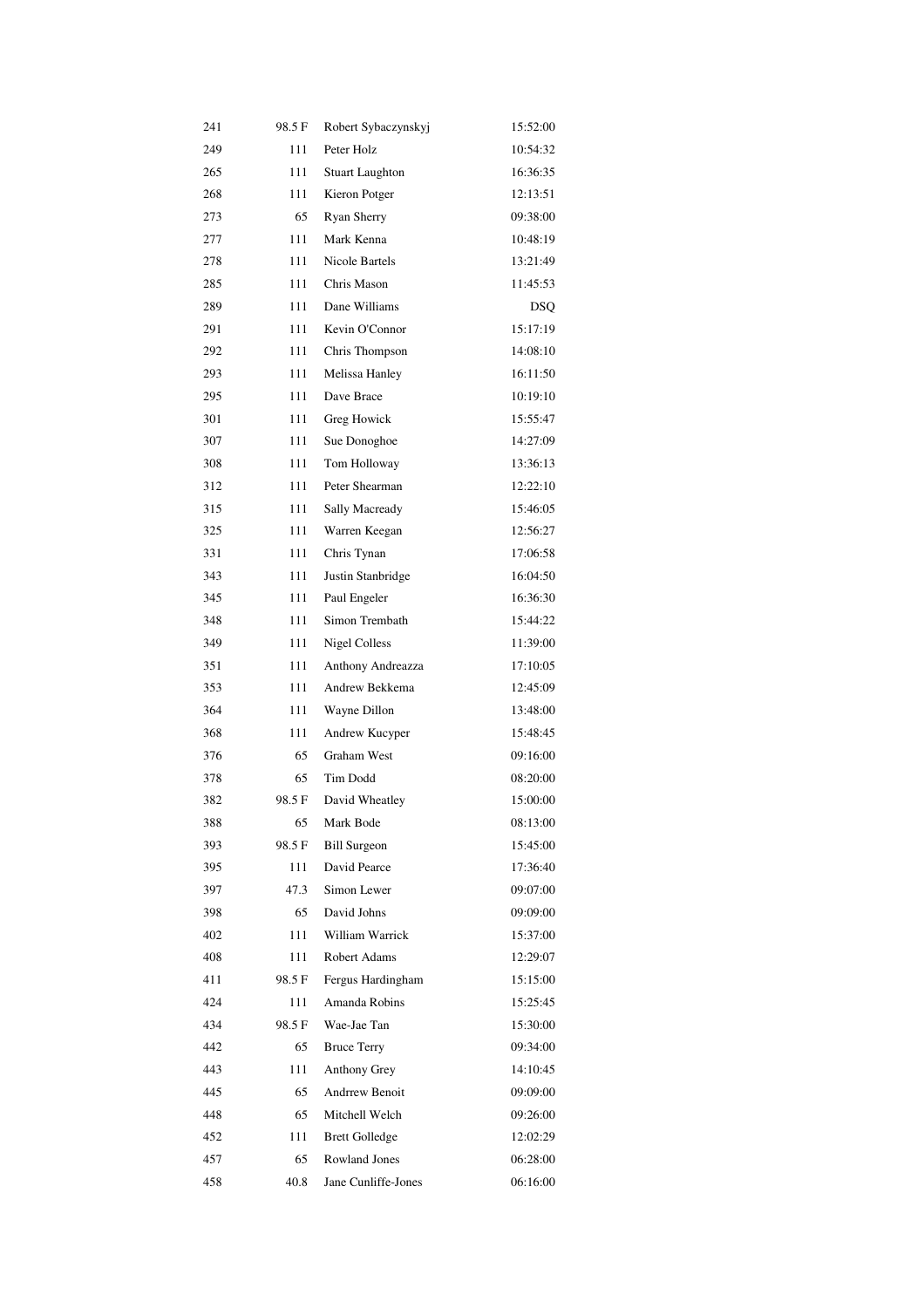| | | | |
|---|---|---|---|
| 241 | 98.5 F | Robert Sybaczynskyj | 15:52:00 |
| 249 | 111 | Peter Holz | 10:54:32 |
| 265 | 111 | Stuart Laughton | 16:36:35 |
| 268 | 111 | Kieron Potger | 12:13:51 |
| 273 | 65 | Ryan Sherry | 09:38:00 |
| 277 | 111 | Mark Kenna | 10:48:19 |
| 278 | 111 | Nicole Bartels | 13:21:49 |
| 285 | 111 | Chris Mason | 11:45:53 |
| 289 | 111 | Dane Williams | DSQ |
| 291 | 111 | Kevin O'Connor | 15:17:19 |
| 292 | 111 | Chris Thompson | 14:08:10 |
| 293 | 111 | Melissa Hanley | 16:11:50 |
| 295 | 111 | Dave Brace | 10:19:10 |
| 301 | 111 | Greg Howick | 15:55:47 |
| 307 | 111 | Sue Donoghoe | 14:27:09 |
| 308 | 111 | Tom Holloway | 13:36:13 |
| 312 | 111 | Peter Shearman | 12:22:10 |
| 315 | 111 | Sally Macready | 15:46:05 |
| 325 | 111 | Warren Keegan | 12:56:27 |
| 331 | 111 | Chris Tynan | 17:06:58 |
| 343 | 111 | Justin Stanbridge | 16:04:50 |
| 345 | 111 | Paul Engeler | 16:36:30 |
| 348 | 111 | Simon Trembath | 15:44:22 |
| 349 | 111 | Nigel Colless | 11:39:00 |
| 351 | 111 | Anthony Andreazza | 17:10:05 |
| 353 | 111 | Andrew Bekkema | 12:45:09 |
| 364 | 111 | Wayne Dillon | 13:48:00 |
| 368 | 111 | Andrew Kucyper | 15:48:45 |
| 376 | 65 | Graham West | 09:16:00 |
| 378 | 65 | Tim Dodd | 08:20:00 |
| 382 | 98.5 F | David Wheatley | 15:00:00 |
| 388 | 65 | Mark Bode | 08:13:00 |
| 393 | 98.5 F | Bill Surgeon | 15:45:00 |
| 395 | 111 | David Pearce | 17:36:40 |
| 397 | 47.3 | Simon Lewer | 09:07:00 |
| 398 | 65 | David Johns | 09:09:00 |
| 402 | 111 | William Warrick | 15:37:00 |
| 408 | 111 | Robert Adams | 12:29:07 |
| 411 | 98.5 F | Fergus Hardingham | 15:15:00 |
| 424 | 111 | Amanda Robins | 15:25:45 |
| 434 | 98.5 F | Wae-Jae Tan | 15:30:00 |
| 442 | 65 | Bruce Terry | 09:34:00 |
| 443 | 111 | Anthony Grey | 14:10:45 |
| 445 | 65 | Andrrew Benoit | 09:09:00 |
| 448 | 65 | Mitchell Welch | 09:26:00 |
| 452 | 111 | Brett Golledge | 12:02:29 |
| 457 | 65 | Rowland Jones | 06:28:00 |
| 458 | 40.8 | Jane Cunliffe-Jones | 06:16:00 |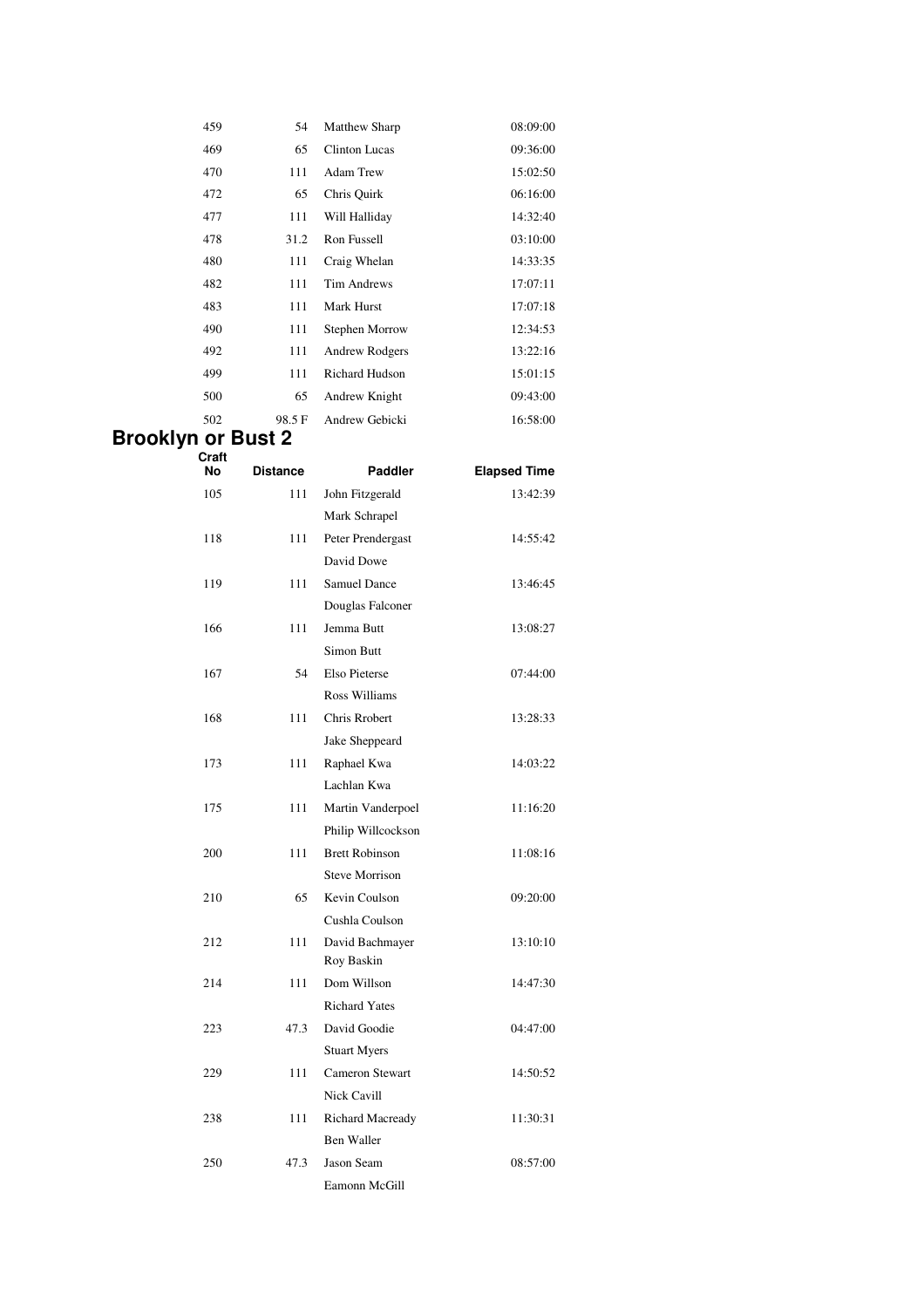| | | | |
|---|---|---|---|
| 459 | 54 | Matthew Sharp | 08:09:00 |
| 469 | 65 | Clinton Lucas | 09:36:00 |
| 470 | 111 | Adam Trew | 15:02:50 |
| 472 | 65 | Chris Quirk | 06:16:00 |
| 477 | 111 | Will Halliday | 14:32:40 |
| 478 | 31.2 | Ron Fussell | 03:10:00 |
| 480 | 111 | Craig Whelan | 14:33:35 |
| 482 | 111 | Tim Andrews | 17:07:11 |
| 483 | 111 | Mark Hurst | 17:07:18 |
| 490 | 111 | Stephen Morrow | 12:34:53 |
| 492 | 111 | Andrew Rodgers | 13:22:16 |
| 499 | 111 | Richard Hudson | 15:01:15 |
| 500 | 65 | Andrew Knight | 09:43:00 |
| 502 | 98.5 F | Andrew Gebicki | 16:58:00 |

## Brooklyn or Bust 2

| Craft No | Distance | Paddler | Elapsed Time |
|---|---|---|---|
| 105 | 111 | John Fitzgerald | 13:42:39 |
| | | Mark Schrapel | |
| 118 | 111 | Peter Prendergast | 14:55:42 |
| | | David Dowe | |
| 119 | 111 | Samuel Dance | 13:46:45 |
| | | Douglas Falconer | |
| 166 | 111 | Jemma Butt | 13:08:27 |
| | | Simon Butt | |
| 167 | 54 | Elso Pieterse | 07:44:00 |
| | | Ross Williams | |
| 168 | 111 | Chris Rrobert | 13:28:33 |
| | | Jake Sheppeard | |
| 173 | 111 | Raphael Kwa | 14:03:22 |
| | | Lachlan Kwa | |
| 175 | 111 | Martin Vanderpoel | 11:16:20 |
| | | Philip Willcockson | |
| 200 | 111 | Brett Robinson | 11:08:16 |
| | | Steve Morrison | |
| 210 | 65 | Kevin Coulson | 09:20:00 |
| | | Cushla Coulson | |
| 212 | 111 | David Bachmayer | 13:10:10 |
| | | Roy Baskin | |
| 214 | 111 | Dom Willson | 14:47:30 |
| | | Richard Yates | |
| 223 | 47.3 | David Goodie | 04:47:00 |
| | | Stuart Myers | |
| 229 | 111 | Cameron Stewart | 14:50:52 |
| | | Nick Cavill | |
| 238 | 111 | Richard Macready | 11:30:31 |
| | | Ben Waller | |
| 250 | 47.3 | Jason Seam | 08:57:00 |
| | | Eamonn McGill | |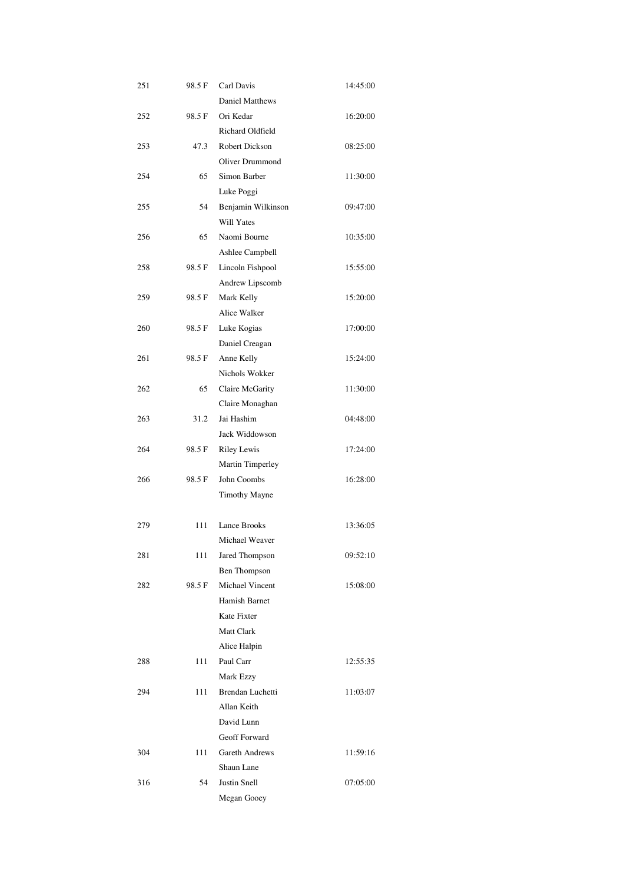| | | | |
|---|---|---|---|
| 251 | 98.5 F | Carl Davis | 14:45:00 |
| | | Daniel Matthews | |
| 252 | 98.5 F | Ori Kedar | 16:20:00 |
| | | Richard Oldfield | |
| 253 | 47.3 | Robert Dickson | 08:25:00 |
| | | Oliver Drummond | |
| 254 | 65 | Simon Barber | 11:30:00 |
| | | Luke Poggi | |
| 255 | 54 | Benjamin Wilkinson | 09:47:00 |
| | | Will Yates | |
| 256 | 65 | Naomi Bourne | 10:35:00 |
| | | Ashlee Campbell | |
| 258 | 98.5 F | Lincoln Fishpool | 15:55:00 |
| | | Andrew Lipscomb | |
| 259 | 98.5 F | Mark Kelly | 15:20:00 |
| | | Alice Walker | |
| 260 | 98.5 F | Luke Kogias | 17:00:00 |
| | | Daniel Creagan | |
| 261 | 98.5 F | Anne Kelly | 15:24:00 |
| | | Nichols Wokker | |
| 262 | 65 | Claire McGarity | 11:30:00 |
| | | Claire Monaghan | |
| 263 | 31.2 | Jai Hashim | 04:48:00 |
| | | Jack Widdowson | |
| 264 | 98.5 F | Riley Lewis | 17:24:00 |
| | | Martin Timperley | |
| 266 | 98.5 F | John Coombs | 16:28:00 |
| | | Timothy Mayne | |
| | | | |
| 279 | 111 | Lance Brooks | 13:36:05 |
| | | Michael Weaver | |
| 281 | 111 | Jared Thompson | 09:52:10 |
| | | Ben Thompson | |
| 282 | 98.5 F | Michael Vincent | 15:08:00 |
| | | Hamish Barnet | |
| | | Kate Fixter | |
| | | Matt Clark | |
| | | Alice Halpin | |
| 288 | 111 | Paul Carr | 12:55:35 |
| | | Mark Ezzy | |
| 294 | 111 | Brendan Luchetti | 11:03:07 |
| | | Allan Keith | |
| | | David Lunn | |
| | | Geoff Forward | |
| 304 | 111 | Gareth Andrews | 11:59:16 |
| | | Shaun Lane | |
| 316 | 54 | Justin Snell | 07:05:00 |
| | | Megan Gooey | |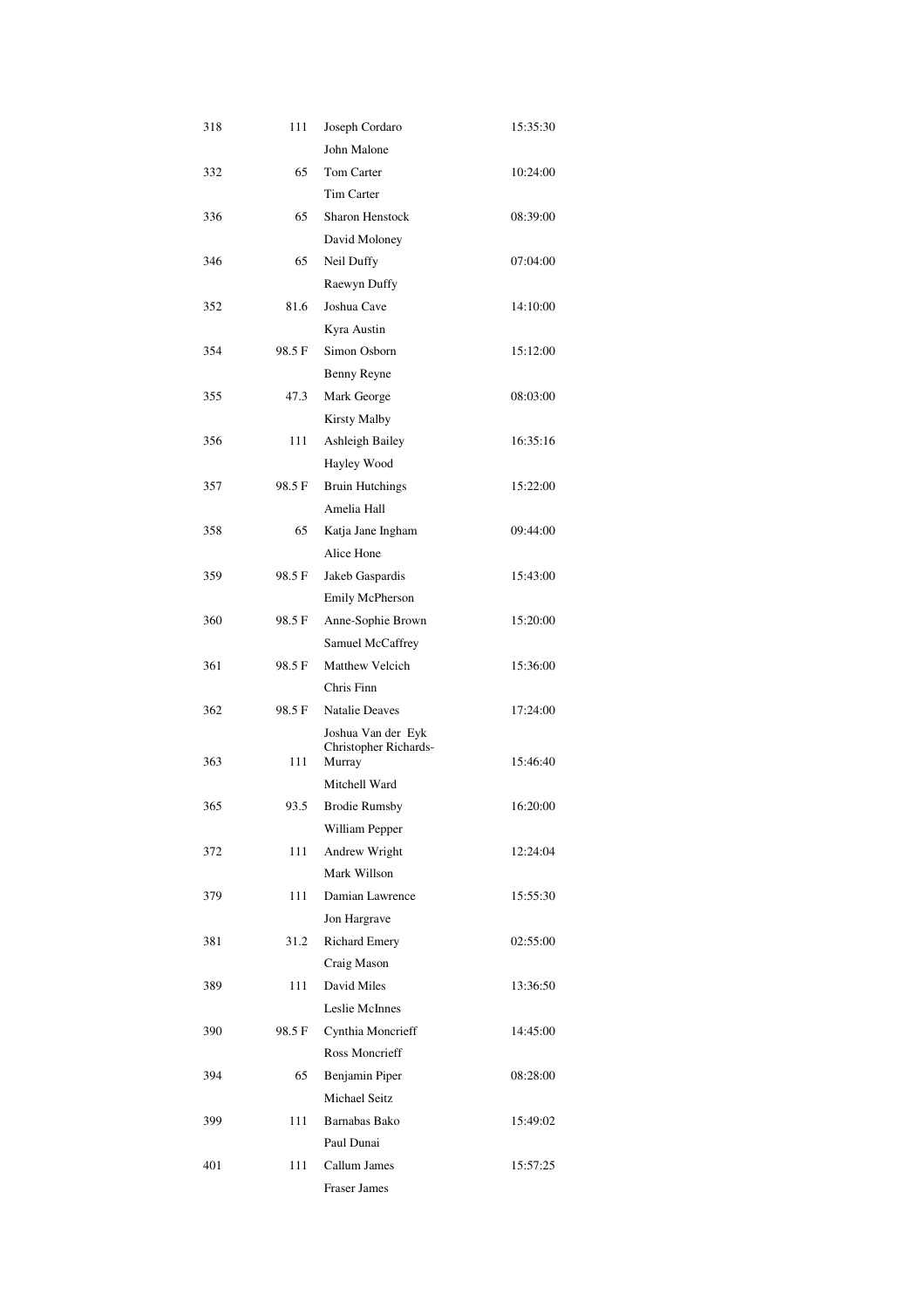| | | | |
|---|---|---|---|
| 318 | 111 | Joseph Cordaro | 15:35:30 |
| | | John Malone | |
| 332 | 65 | Tom Carter | 10:24:00 |
| | | Tim Carter | |
| 336 | 65 | Sharon Henstock | 08:39:00 |
| | | David Moloney | |
| 346 | 65 | Neil Duffy | 07:04:00 |
| | | Raewyn Duffy | |
| 352 | 81.6 | Joshua Cave | 14:10:00 |
| | | Kyra Austin | |
| 354 | 98.5 F | Simon Osborn | 15:12:00 |
| | | Benny Reyne | |
| 355 | 47.3 | Mark George | 08:03:00 |
| | | Kirsty Malby | |
| 356 | 111 | Ashleigh Bailey | 16:35:16 |
| | | Hayley Wood | |
| 357 | 98.5 F | Bruin Hutchings | 15:22:00 |
| | | Amelia Hall | |
| 358 | 65 | Katja Jane Ingham | 09:44:00 |
| | | Alice Hone | |
| 359 | 98.5 F | Jakeb Gaspardis | 15:43:00 |
| | | Emily McPherson | |
| 360 | 98.5 F | Anne-Sophie Brown | 15:20:00 |
| | | Samuel McCaffrey | |
| 361 | 98.5 F | Matthew Velcich | 15:36:00 |
| | | Chris Finn | |
| 362 | 98.5 F | Natalie Deaves | 17:24:00 |
| | | Joshua Van der Eyk | |
| 363 | 111 | Christopher Richards-Murray | 15:46:40 |
| | | Mitchell Ward | |
| 365 | 93.5 | Brodie Rumsby | 16:20:00 |
| | | William Pepper | |
| 372 | 111 | Andrew Wright | 12:24:04 |
| | | Mark Willson | |
| 379 | 111 | Damian Lawrence | 15:55:30 |
| | | Jon Hargrave | |
| 381 | 31.2 | Richard Emery | 02:55:00 |
| | | Craig Mason | |
| 389 | 111 | David Miles | 13:36:50 |
| | | Leslie McInnes | |
| 390 | 98.5 F | Cynthia Moncrieff | 14:45:00 |
| | | Ross Moncrieff | |
| 394 | 65 | Benjamin Piper | 08:28:00 |
| | | Michael Seitz | |
| 399 | 111 | Barnabas Bako | 15:49:02 |
| | | Paul Dunai | |
| 401 | 111 | Callum James | 15:57:25 |
| | | Fraser James | |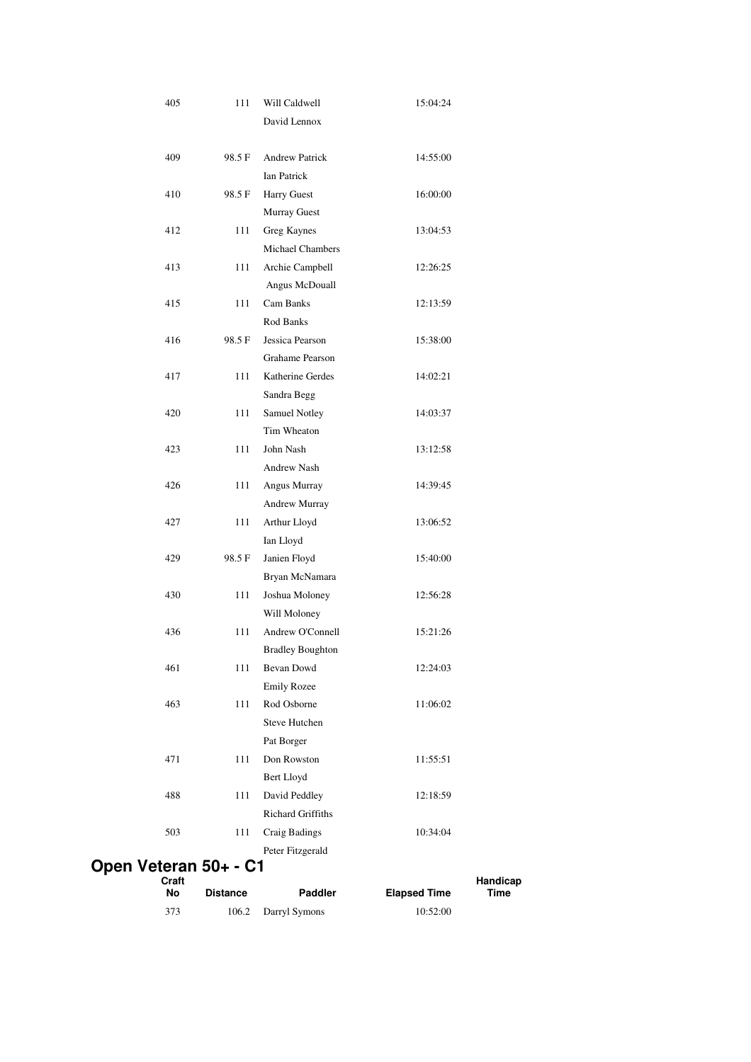| Craft No | Distance | Paddler | Elapsed Time | Handicap Time |
|---|---|---|---|---|
| 405 | 111 | Will Caldwell | 15:04:24 | |
| | | David Lennox | | |
| 409 | 98.5 F | Andrew Patrick | 14:55:00 | |
| | | Ian Patrick | | |
| 410 | 98.5 F | Harry Guest | 16:00:00 | |
| | | Murray Guest | | |
| 412 | 111 | Greg Kaynes | 13:04:53 | |
| | | Michael Chambers | | |
| 413 | 111 | Archie Campbell | 12:26:25 | |
| | | Angus McDouall | | |
| 415 | 111 | Cam Banks | 12:13:59 | |
| | | Rod Banks | | |
| 416 | 98.5 F | Jessica Pearson | 15:38:00 | |
| | | Grahame Pearson | | |
| 417 | 111 | Katherine Gerdes | 14:02:21 | |
| | | Sandra Begg | | |
| 420 | 111 | Samuel Notley | 14:03:37 | |
| | | Tim Wheaton | | |
| 423 | 111 | John Nash | 13:12:58 | |
| | | Andrew Nash | | |
| 426 | 111 | Angus Murray | 14:39:45 | |
| | | Andrew Murray | | |
| 427 | 111 | Arthur Lloyd | 13:06:52 | |
| | | Ian Lloyd | | |
| 429 | 98.5 F | Janien Floyd | 15:40:00 | |
| | | Bryan McNamara | | |
| 430 | 111 | Joshua Moloney | 12:56:28 | |
| | | Will Moloney | | |
| 436 | 111 | Andrew O'Connell | 15:21:26 | |
| | | Bradley Boughton | | |
| 461 | 111 | Bevan Dowd | 12:24:03 | |
| | | Emily Rozee | | |
| 463 | 111 | Rod Osborne | 11:06:02 | |
| | | Steve Hutchen | | |
| | | Pat Borger | | |
| 471 | 111 | Don Rowston | 11:55:51 | |
| | | Bert Lloyd | | |
| 488 | 111 | David Peddley | 12:18:59 | |
| | | Richard Griffiths | | |
| 503 | 111 | Craig Badings | 10:34:04 | |
| | | Peter Fitzgerald | | |

## Open Veteran 50+ - C1

| Craft No | Distance | Paddler | Elapsed Time | Handicap Time |
|---|---|---|---|---|
| 373 | 106.2 | Darryl Symons | 10:52:00 | |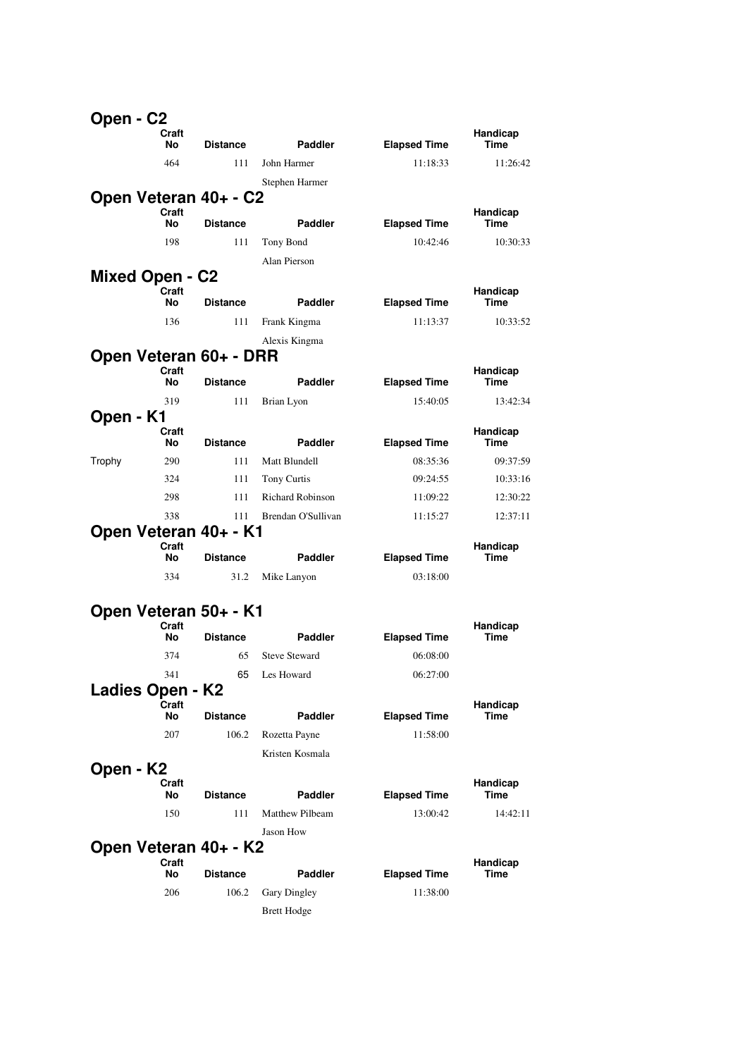## Open - C2

| | Craft No | Distance | Paddler | Elapsed Time | Handicap Time |
|---|---|---|---|---|---|
| | 464 | 111 | John Harmer | 11:18:33 | 11:26:42 |
| | | | Stephen Harmer | | |

## Open Veteran 40+ - C2

| | Craft No | Distance | Paddler | Elapsed Time | Handicap Time |
|---|---|---|---|---|---|
| | 198 | 111 | Tony Bond | 10:42:46 | 10:30:33 |
| | | | Alan Pierson | | |

## Mixed Open - C2

| | Craft No | Distance | Paddler | Elapsed Time | Handicap Time |
|---|---|---|---|---|---|
| | 136 | 111 | Frank Kingma | 11:13:37 | 10:33:52 |
| | | | Alexis Kingma | | |

## Open Veteran 60+ - DRR

| | Craft No | Distance | Paddler | Elapsed Time | Handicap Time |
|---|---|---|---|---|---|
| | 319 | 111 | Brian Lyon | 15:40:05 | 13:42:34 |

## Open - K1

| | Craft No | Distance | Paddler | Elapsed Time | Handicap Time |
|---|---|---|---|---|---|
| Trophy | 290 | 111 | Matt Blundell | 08:35:36 | 09:37:59 |
| | 324 | 111 | Tony Curtis | 09:24:55 | 10:33:16 |
| | 298 | 111 | Richard Robinson | 11:09:22 | 12:30:22 |
| | 338 | 111 | Brendan O'Sullivan | 11:15:27 | 12:37:11 |

## Open Veteran 40+ - K1

| | Craft No | Distance | Paddler | Elapsed Time | Handicap Time |
|---|---|---|---|---|---|
| | 334 | 31.2 | Mike Lanyon | 03:18:00 | |

## Open Veteran 50+ - K1

| | Craft No | Distance | Paddler | Elapsed Time | Handicap Time |
|---|---|---|---|---|---|
| | 374 | 65 | Steve Steward | 06:08:00 | |
| | 341 | 65 | Les Howard | 06:27:00 | |

## Ladies Open - K2

| | Craft No | Distance | Paddler | Elapsed Time | Handicap Time |
|---|---|---|---|---|---|
| | 207 | 106.2 | Rozetta Payne | 11:58:00 | |
| | | | Kristen Kosmala | | |

## Open - K2

| | Craft No | Distance | Paddler | Elapsed Time | Handicap Time |
|---|---|---|---|---|---|
| | 150 | 111 | Matthew Pilbeam | 13:00:42 | 14:42:11 |
| | | | Jason How | | |

## Open Veteran 40+ - K2

| | Craft No | Distance | Paddler | Elapsed Time | Handicap Time |
|---|---|---|---|---|---|
| | 206 | 106.2 | Gary Dingley | 11:38:00 | |
| | | | Brett Hodge | | |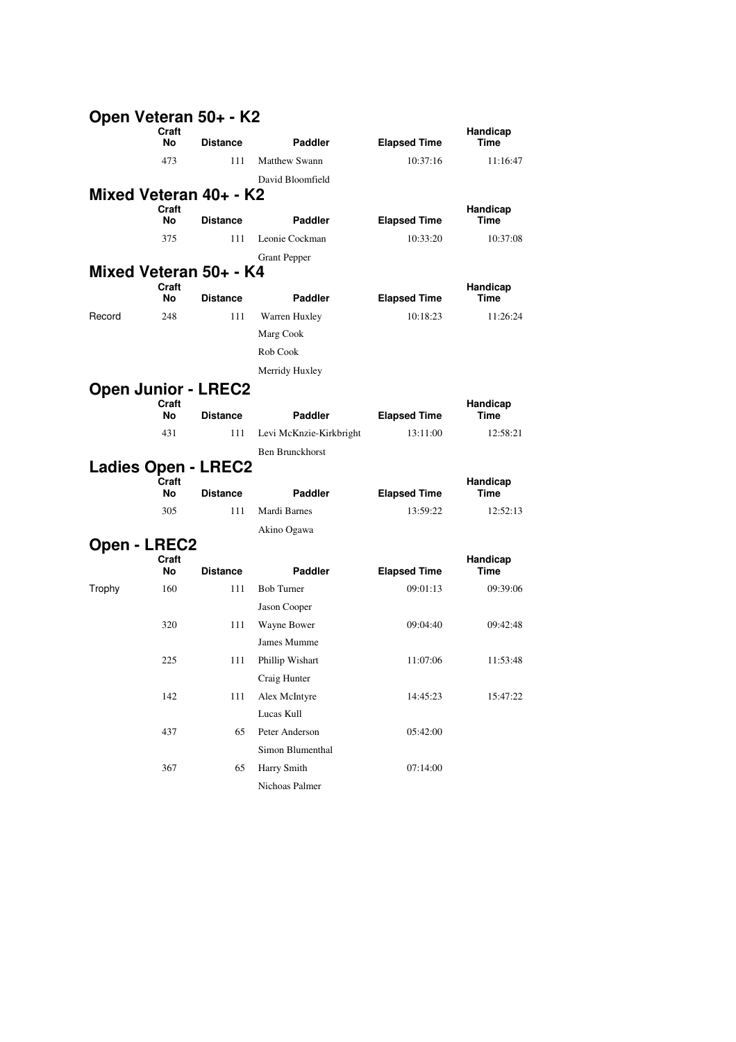## Open Veteran 50+ - K2

| | Craft No | Distance | Paddler | Elapsed Time | Handicap Time |
|---|---|---|---|---|---|
| | 473 | 111 | Matthew Swann | 10:37:16 | 11:16:47 |
| | | | David Bloomfield | | |

## Mixed Veteran 40+ - K2

| | Craft No | Distance | Paddler | Elapsed Time | Handicap Time |
|---|---|---|---|---|---|
| | 375 | 111 | Leonie Cockman | 10:33:20 | 10:37:08 |
| | | | Grant Pepper | | |

## Mixed Veteran 50+ - K4

| | Craft No | Distance | Paddler | Elapsed Time | Handicap Time |
|---|---|---|---|---|---|
| Record | 248 | 111 | Warren Huxley | 10:18:23 | 11:26:24 |
| | | | Marg Cook | | |
| | | | Rob Cook | | |
| | | | Merridy Huxley | | |

## Open Junior - LREC2

| | Craft No | Distance | Paddler | Elapsed Time | Handicap Time |
|---|---|---|---|---|---|
| | 431 | 111 | Levi McKnzie-Kirkbright | 13:11:00 | 12:58:21 |
| | | | Ben Brunckhorst | | |

## Ladies Open - LREC2

| | Craft No | Distance | Paddler | Elapsed Time | Handicap Time |
|---|---|---|---|---|---|
| | 305 | 111 | Mardi Barnes | 13:59:22 | 12:52:13 |
| | | | Akino Ogawa | | |

## Open - LREC2

| | Craft No | Distance | Paddler | Elapsed Time | Handicap Time |
|---|---|---|---|---|---|
| Trophy | 160 | 111 | Bob Turner | 09:01:13 | 09:39:06 |
| | | | Jason Cooper | | |
| | 320 | 111 | Wayne Bower | 09:04:40 | 09:42:48 |
| | | | James Mumme | | |
| | 225 | 111 | Phillip Wishart | 11:07:06 | 11:53:48 |
| | | | Craig Hunter | | |
| | 142 | 111 | Alex McIntyre | 14:45:23 | 15:47:22 |
| | | | Lucas Kull | | |
| | 437 | 65 | Peter Anderson | 05:42:00 | |
| | | | Simon Blumenthal | | |
| | 367 | 65 | Harry Smith | 07:14:00 | |
| | | | Nichoas Palmer | | |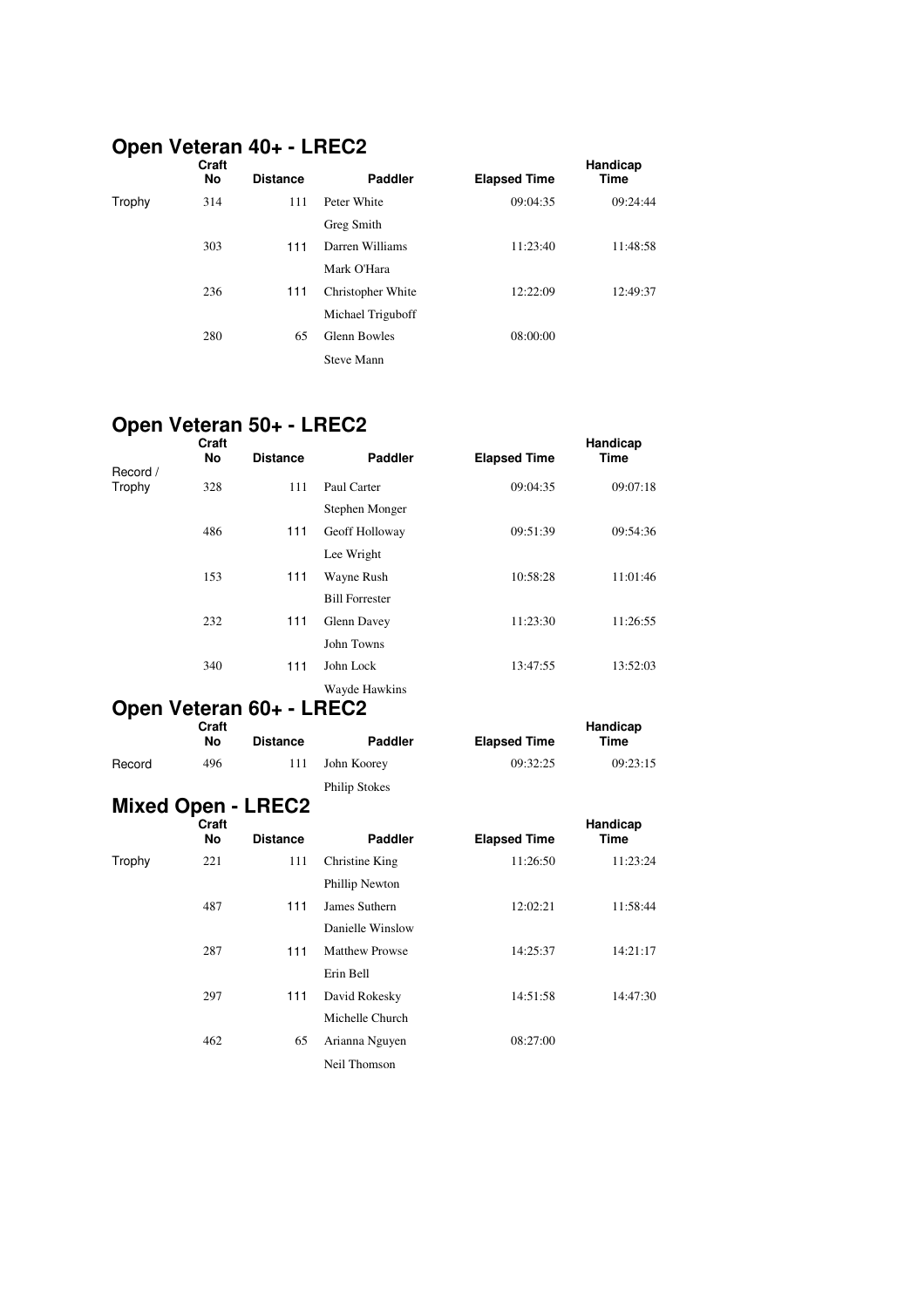## Open Veteran 40+ - LREC2

| | Craft No | Distance | Paddler | Elapsed Time | Handicap Time |
|---|---|---|---|---|---|
| Trophy | 314 | 111 | Peter White | 09:04:35 | 09:24:44 |
| | | | Greg Smith | | |
| | 303 | 111 | Darren Williams | 11:23:40 | 11:48:58 |
| | | | Mark O'Hara | | |
| | 236 | 111 | Christopher White | 12:22:09 | 12:49:37 |
| | | | Michael Triguboff | | |
| | 280 | 65 | Glenn Bowles | 08:00:00 | |
| | | | Steve Mann | | |

## Open Veteran 50+ - LREC2

| | Craft No | Distance | Paddler | Elapsed Time | Handicap Time |
|---|---|---|---|---|---|
| Record / Trophy | 328 | 111 | Paul Carter | 09:04:35 | 09:07:18 |
| | | | Stephen Monger | | |
| | 486 | 111 | Geoff Holloway | 09:51:39 | 09:54:36 |
| | | | Lee Wright | | |
| | 153 | 111 | Wayne Rush | 10:58:28 | 11:01:46 |
| | | | Bill Forrester | | |
| | 232 | 111 | Glenn Davey | 11:23:30 | 11:26:55 |
| | | | John Towns | | |
| | 340 | 111 | John Lock | 13:47:55 | 13:52:03 |
| | | | Wayde Hawkins | | |

## Open Veteran 60+ - LREC2

| | Craft No | Distance | Paddler | Elapsed Time | Handicap Time |
|---|---|---|---|---|---|
| Record | 496 | 111 | John Koorey | 09:32:25 | 09:23:15 |
| | | | Philip Stokes | | |

## Mixed Open - LREC2

| | Craft No | Distance | Paddler | Elapsed Time | Handicap Time |
|---|---|---|---|---|---|
| Trophy | 221 | 111 | Christine King | 11:26:50 | 11:23:24 |
| | | | Phillip Newton | | |
| | 487 | 111 | James Suthern | 12:02:21 | 11:58:44 |
| | | | Danielle Winslow | | |
| | 287 | 111 | Matthew Prowse | 14:25:37 | 14:21:17 |
| | | | Erin Bell | | |
| | 297 | 111 | David Rokesky | 14:51:58 | 14:47:30 |
| | | | Michelle Church | | |
| | 462 | 65 | Arianna Nguyen | 08:27:00 | |
| | | | Neil Thomson | | |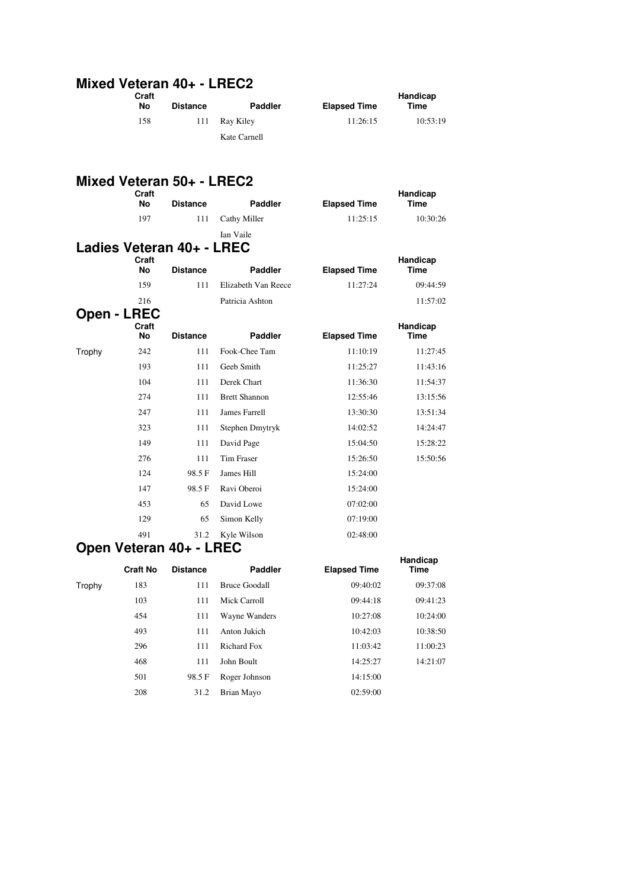## Mixed Veteran 40+ - LREC2

| | Craft No | Distance | Paddler | Elapsed Time | Handicap Time |
|---|---|---|---|---|---|
| | 158 | 111 | Ray Kiley | 11:26:15 | 10:53:19 |
| | | | Kate Carnell | | |

## Mixed Veteran 50+ - LREC2

| | Craft No | Distance | Paddler | Elapsed Time | Handicap Time |
|---|---|---|---|---|---|
| | 197 | 111 | Cathy Miller | 11:25:15 | 10:30:26 |
| | | | Ian Vaile | | |

## Ladies Veteran 40+ - LREC

| | Craft No | Distance | Paddler | Elapsed Time | Handicap Time |
|---|---|---|---|---|---|
| | 159 | 111 | Elizabeth Van Reece | 11:27:24 | 09:44:59 |
| | 216 | | Patricia Ashton | | 11:57:02 |

## Open - LREC

| | Craft No | Distance | Paddler | Elapsed Time | Handicap Time |
|---|---|---|---|---|---|
| Trophy | 242 | 111 | Fook-Chee Tam | 11:10:19 | 11:27:45 |
| | 193 | 111 | Geeb Smith | 11:25:27 | 11:43:16 |
| | 104 | 111 | Derek Chart | 11:36:30 | 11:54:37 |
| | 274 | 111 | Brett Shannon | 12:55:46 | 13:15:56 |
| | 247 | 111 | James Farrell | 13:30:30 | 13:51:34 |
| | 323 | 111 | Stephen Dmytryk | 14:02:52 | 14:24:47 |
| | 149 | 111 | David Page | 15:04:50 | 15:28:22 |
| | 276 | 111 | Tim Fraser | 15:26:50 | 15:50:56 |
| | 124 | 98.5 F | James Hill | 15:24:00 | |
| | 147 | 98.5 F | Ravi Oberoi | 15:24:00 | |
| | 453 | 65 | David Lowe | 07:02:00 | |
| | 129 | 65 | Simon Kelly | 07:19:00 | |
| | 491 | 31.2 | Kyle Wilson | 02:48:00 | |

## Open Veteran 40+ - LREC

| | Craft No | Distance | Paddler | Elapsed Time | Handicap Time |
|---|---|---|---|---|---|
| Trophy | 183 | 111 | Bruce Goodall | 09:40:02 | 09:37:08 |
| | 103 | 111 | Mick Carroll | 09:44:18 | 09:41:23 |
| | 454 | 111 | Wayne Wanders | 10:27:08 | 10:24:00 |
| | 493 | 111 | Anton Jukich | 10:42:03 | 10:38:50 |
| | 296 | 111 | Richard Fox | 11:03:42 | 11:00:23 |
| | 468 | 111 | John Boult | 14:25:27 | 14:21:07 |
| | 501 | 98.5 F | Roger Johnson | 14:15:00 | |
| | 208 | 31.2 | Brian Mayo | 02:59:00 | |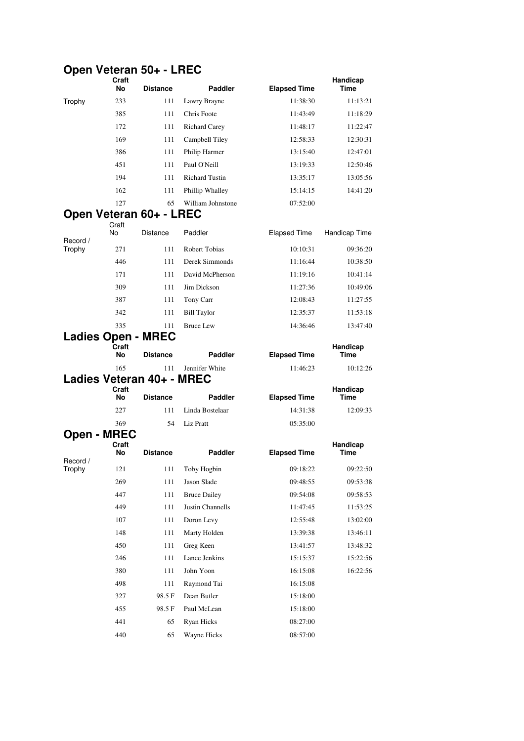## Open Veteran 50+ - LREC

| | Craft No | Distance | Paddler | Elapsed Time | Handicap Time |
|---|---|---|---|---|---|
| Trophy | 233 | 111 | Lawry Brayne | 11:38:30 | 11:13:21 |
| | 385 | 111 | Chris Foote | 11:43:49 | 11:18:29 |
| | 172 | 111 | Richard Carey | 11:48:17 | 11:22:47 |
| | 169 | 111 | Campbell Tiley | 12:58:33 | 12:30:31 |
| | 386 | 111 | Philip Harmer | 13:15:40 | 12:47:01 |
| | 451 | 111 | Paul O'Neill | 13:19:33 | 12:50:46 |
| | 194 | 111 | Richard Tustin | 13:35:17 | 13:05:56 |
| | 162 | 111 | Phillip Whalley | 15:14:15 | 14:41:20 |
| | 127 | 65 | William Johnstone | 07:52:00 | |

## Open Veteran 60+ - LREC

| | Craft No | Distance | Paddler | Elapsed Time | Handicap Time |
|---|---|---|---|---|---|
| Record / Trophy | 271 | 111 | Robert Tobias | 10:10:31 | 09:36:20 |
| | 446 | 111 | Derek Simmonds | 11:16:44 | 10:38:50 |
| | 171 | 111 | David McPherson | 11:19:16 | 10:41:14 |
| | 309 | 111 | Jim Dickson | 11:27:36 | 10:49:06 |
| | 387 | 111 | Tony Carr | 12:08:43 | 11:27:55 |
| | 342 | 111 | Bill Taylor | 12:35:37 | 11:53:18 |
| | 335 | 111 | Bruce Lew | 14:36:46 | 13:47:40 |

## Ladies Open - MREC

| | Craft No | Distance | Paddler | Elapsed Time | Handicap Time |
|---|---|---|---|---|---|
| | 165 | 111 | Jennifer White | 11:46:23 | 10:12:26 |

## Ladies Veteran 40+ - MREC

| | Craft No | Distance | Paddler | Elapsed Time | Handicap Time |
|---|---|---|---|---|---|
| | 227 | 111 | Linda Bostelaar | 14:31:38 | 12:09:33 |
| | 369 | 54 | Liz Pratt | 05:35:00 | |

## Open - MREC

| | Craft No | Distance | Paddler | Elapsed Time | Handicap Time |
|---|---|---|---|---|---|
| Record / Trophy | 121 | 111 | Toby Hogbin | 09:18:22 | 09:22:50 |
| | 269 | 111 | Jason Slade | 09:48:55 | 09:53:38 |
| | 447 | 111 | Bruce Dailey | 09:54:08 | 09:58:53 |
| | 449 | 111 | Justin Channells | 11:47:45 | 11:53:25 |
| | 107 | 111 | Doron Levy | 12:55:48 | 13:02:00 |
| | 148 | 111 | Marty Holden | 13:39:38 | 13:46:11 |
| | 450 | 111 | Greg Keen | 13:41:57 | 13:48:32 |
| | 246 | 111 | Lance Jenkins | 15:15:37 | 15:22:56 |
| | 380 | 111 | John Yoon | 16:15:08 | 16:22:56 |
| | 498 | 111 | Raymond Tai | 16:15:08 | |
| | 327 | 98.5 F | Dean Butler | 15:18:00 | |
| | 455 | 98.5 F | Paul McLean | 15:18:00 | |
| | 441 | 65 | Ryan Hicks | 08:27:00 | |
| | 440 | 65 | Wayne Hicks | 08:57:00 | |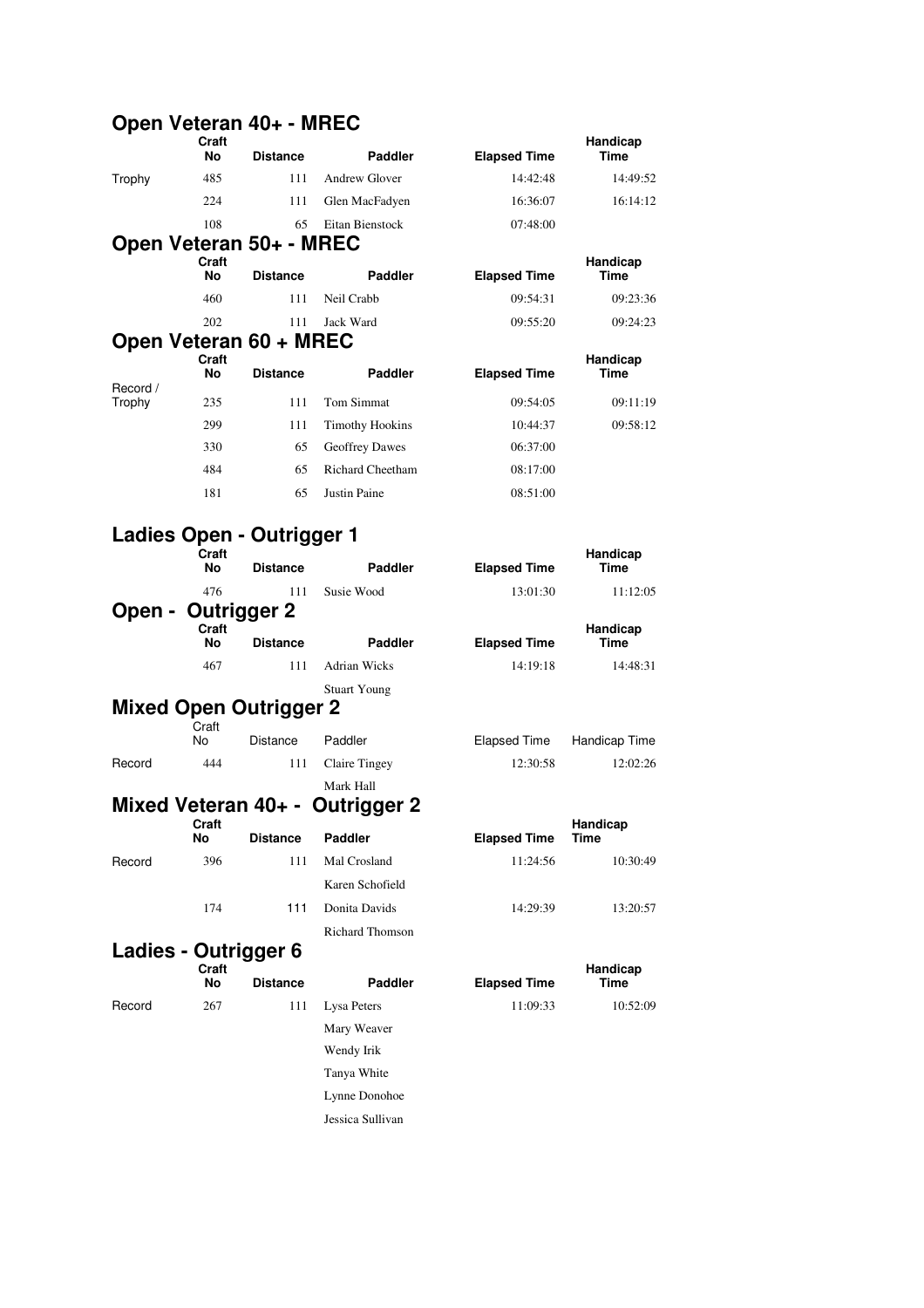## Open Veteran 40+ - MREC

| | Craft No | Distance | Paddler | Elapsed Time | Handicap Time |
|---|---|---|---|---|---|
| Trophy | 485 | 111 | Andrew Glover | 14:42:48 | 14:49:52 |
| | 224 | 111 | Glen MacFadyen | 16:36:07 | 16:14:12 |
| | 108 | 65 | Eitan Bienstock | 07:48:00 | |

## Open Veteran 50+ - MREC

| | Craft No | Distance | Paddler | Elapsed Time | Handicap Time |
|---|---|---|---|---|---|
| | 460 | 111 | Neil Crabb | 09:54:31 | 09:23:36 |
| | 202 | 111 | Jack Ward | 09:55:20 | 09:24:23 |

## Open Veteran 60 + MREC

| | Craft No | Distance | Paddler | Elapsed Time | Handicap Time |
|---|---|---|---|---|---|
| Record / Trophy | 235 | 111 | Tom Simmat | 09:54:05 | 09:11:19 |
| | 299 | 111 | Timothy Hookins | 10:44:37 | 09:58:12 |
| | 330 | 65 | Geoffrey Dawes | 06:37:00 | |
| | 484 | 65 | Richard Cheetham | 08:17:00 | |
| | 181 | 65 | Justin Paine | 08:51:00 | |

## Ladies Open - Outrigger 1

| | Craft No | Distance | Paddler | Elapsed Time | Handicap Time |
|---|---|---|---|---|---|
| | 476 | 111 | Susie Wood | 13:01:30 | 11:12:05 |

## Open - Outrigger 2

| | Craft No | Distance | Paddler | Elapsed Time | Handicap Time |
|---|---|---|---|---|---|
| | 467 | 111 | Adrian Wicks | 14:19:18 | 14:48:31 |
| | | | Stuart Young | | |

## Mixed Open Outrigger 2

| | Craft No | Distance | Paddler | Elapsed Time | Handicap Time |
|---|---|---|---|---|---|
| Record | 444 | 111 | Claire Tingey | 12:30:58 | 12:02:26 |
| | | | Mark Hall | | |

## Mixed Veteran 40+ - Outrigger 2

| | Craft No | Distance | Paddler | Elapsed Time | Handicap Time |
|---|---|---|---|---|---|
| Record | 396 | 111 | Mal Crosland | 11:24:56 | 10:30:49 |
| | | | Karen Schofield | | |
| | 174 | 111 | Donita Davids | 14:29:39 | 13:20:57 |
| | | | Richard Thomson | | |

## Ladies - Outrigger 6

| | Craft No | Distance | Paddler | Elapsed Time | Handicap Time |
|---|---|---|---|---|---|
| Record | 267 | 111 | Lysa Peters | 11:09:33 | 10:52:09 |
| | | | Mary Weaver | | |
| | | | Wendy Irik | | |
| | | | Tanya White | | |
| | | | Lynne Donohoe | | |
| | | | Jessica Sullivan | | |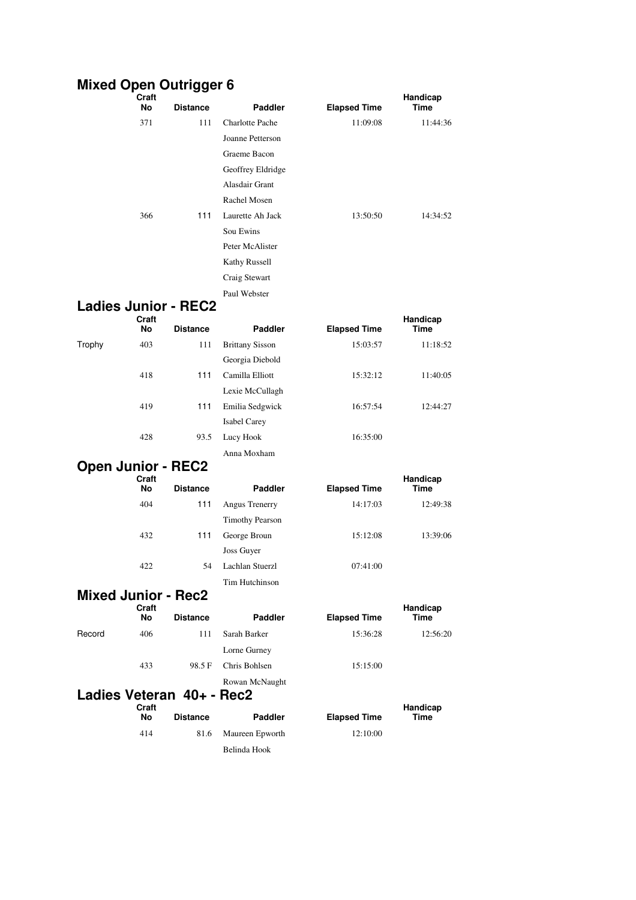## Mixed Open Outrigger 6

| | Craft No | Distance | Paddler | Elapsed Time | Handicap Time |
|---|---|---|---|---|---|
| | 371 | 111 | Charlotte Pache | 11:09:08 | 11:44:36 |
| | | | Joanne Petterson | | |
| | | | Graeme Bacon | | |
| | | | Geoffrey Eldridge | | |
| | | | Alasdair Grant | | |
| | | | Rachel Mosen | | |
| | 366 | 111 | Laurette Ah Jack | 13:50:50 | 14:34:52 |
| | | | Sou Ewins | | |
| | | | Peter McAlister | | |
| | | | Kathy Russell | | |
| | | | Craig Stewart | | |
| | | | Paul Webster | | |

## Ladies Junior - REC2

| | Craft No | Distance | Paddler | Elapsed Time | Handicap Time |
|---|---|---|---|---|---|
| Trophy | 403 | 111 | Brittany Sisson | 15:03:57 | 11:18:52 |
| | | | Georgia Diebold | | |
| | 418 | 111 | Camilla Elliott | 15:32:12 | 11:40:05 |
| | | | Lexie McCullagh | | |
| | 419 | 111 | Emilia Sedgwick | 16:57:54 | 12:44:27 |
| | | | Isabel Carey | | |
| | 428 | 93.5 | Lucy Hook | 16:35:00 | |
| | | | Anna Moxham | | |

## Open Junior - REC2

| | Craft No | Distance | Paddler | Elapsed Time | Handicap Time |
|---|---|---|---|---|---|
| | 404 | 111 | Angus Trenerry | 14:17:03 | 12:49:38 |
| | | | Timothy Pearson | | |
| | 432 | 111 | George Broun | 15:12:08 | 13:39:06 |
| | | | Joss Guyer | | |
| | 422 | 54 | Lachlan Stuerzl | 07:41:00 | |
| | | | Tim Hutchinson | | |

## Mixed Junior - Rec2

| | Craft No | Distance | Paddler | Elapsed Time | Handicap Time |
|---|---|---|---|---|---|
| Record | 406 | 111 | Sarah Barker | 15:36:28 | 12:56:20 |
| | | | Lorne Gurney | | |
| | 433 | 98.5 F | Chris Bohlsen | 15:15:00 | |
| | | | Rowan McNaught | | |

## Ladies Veteran 40+ - Rec2

| | Craft No | Distance | Paddler | Elapsed Time | Handicap Time |
|---|---|---|---|---|---|
| | 414 | 81.6 | Maureen Epworth | 12:10:00 | |
| | | | Belinda Hook | | |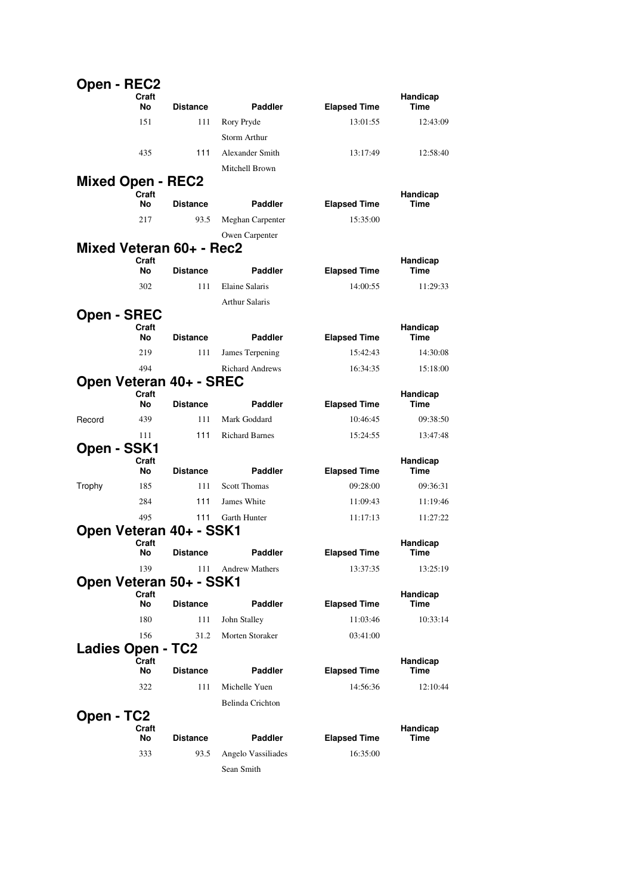## Open - REC2

| | Craft No | Distance | Paddler | Elapsed Time | Handicap Time |
|---|---|---|---|---|---|
| | 151 | 111 | Rory Pryde | 13:01:55 | 12:43:09 |
| | | | Storm Arthur | | |
| | 435 | 111 | Alexander Smith | 13:17:49 | 12:58:40 |
| | | | Mitchell Brown | | |

## Mixed Open - REC2

| | Craft No | Distance | Paddler | Elapsed Time | Handicap Time |
|---|---|---|---|---|---|
| | 217 | 93.5 | Meghan Carpenter | 15:35:00 | |
| | | | Owen Carpenter | | |

## Mixed Veteran 60+ - Rec2

| | Craft No | Distance | Paddler | Elapsed Time | Handicap Time |
|---|---|---|---|---|---|
| | 302 | 111 | Elaine Salaris | 14:00:55 | 11:29:33 |
| | | | Arthur Salaris | | |

## Open - SREC

| | Craft No | Distance | Paddler | Elapsed Time | Handicap Time |
|---|---|---|---|---|---|
| | 219 | 111 | James Terpening | 15:42:43 | 14:30:08 |
| | 494 | | Richard Andrews | 16:34:35 | 15:18:00 |

## Open Veteran 40+ - SREC

| | Craft No | Distance | Paddler | Elapsed Time | Handicap Time |
|---|---|---|---|---|---|
| Record | 439 | 111 | Mark Goddard | 10:46:45 | 09:38:50 |
| | 111 | 111 | Richard Barnes | 15:24:55 | 13:47:48 |

## Open - SSK1

| | Craft No | Distance | Paddler | Elapsed Time | Handicap Time |
|---|---|---|---|---|---|
| Trophy | 185 | 111 | Scott Thomas | 09:28:00 | 09:36:31 |
| | 284 | 111 | James White | 11:09:43 | 11:19:46 |
| | 495 | 111 | Garth Hunter | 11:17:13 | 11:27:22 |

## Open Veteran 40+ - SSK1

| | Craft No | Distance | Paddler | Elapsed Time | Handicap Time |
|---|---|---|---|---|---|
| | 139 | 111 | Andrew Mathers | 13:37:35 | 13:25:19 |

## Open Veteran 50+ - SSK1

| | Craft No | Distance | Paddler | Elapsed Time | Handicap Time |
|---|---|---|---|---|---|
| | 180 | 111 | John Stalley | 11:03:46 | 10:33:14 |
| | 156 | 31.2 | Morten Storaker | 03:41:00 | |

## Ladies Open - TC2

| | Craft No | Distance | Paddler | Elapsed Time | Handicap Time |
|---|---|---|---|---|---|
| | 322 | 111 | Michelle Yuen | 14:56:36 | 12:10:44 |
| | | | Belinda Crichton | | |

## Open - TC2

| | Craft No | Distance | Paddler | Elapsed Time | Handicap Time |
|---|---|---|---|---|---|
| | 333 | 93.5 | Angelo Vassiliades | 16:35:00 | |
| | | | Sean Smith | | |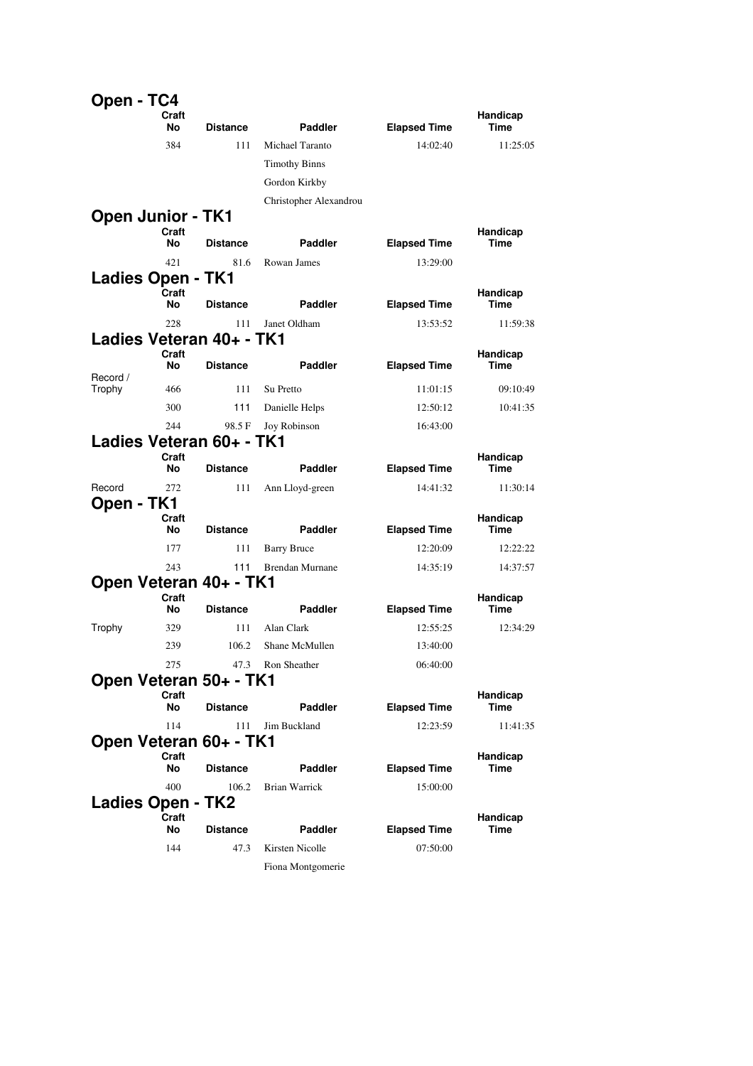## Open - TC4

| | Craft No | Distance | Paddler | Elapsed Time | Handicap Time |
|---|---|---|---|---|---|
| | 384 | 111 | Michael Taranto | 14:02:40 | 11:25:05 |
| | | | Timothy Binns | | |
| | | | Gordon Kirkby | | |
| | | | Christopher Alexandrou | | |

## Open Junior - TK1

| | Craft No | Distance | Paddler | Elapsed Time | Handicap Time |
|---|---|---|---|---|---|
| | 421 | 81.6 | Rowan James | 13:29:00 | |

## Ladies Open - TK1

| | Craft No | Distance | Paddler | Elapsed Time | Handicap Time |
|---|---|---|---|---|---|
| | 228 | 111 | Janet Oldham | 13:53:52 | 11:59:38 |

## Ladies Veteran 40+ - TK1

| | Craft No | Distance | Paddler | Elapsed Time | Handicap Time |
|---|---|---|---|---|---|
| Record / Trophy | 466 | 111 | Su Pretto | 11:01:15 | 09:10:49 |
| | 300 | 111 | Danielle Helps | 12:50:12 | 10:41:35 |
| | 244 | 98.5 F | Joy Robinson | 16:43:00 | |

## Ladies Veteran 60+ - TK1

| | Craft No | Distance | Paddler | Elapsed Time | Handicap Time |
|---|---|---|---|---|---|
| Record | 272 | 111 | Ann Lloyd-green | 14:41:32 | 11:30:14 |

## Open - TK1

| | Craft No | Distance | Paddler | Elapsed Time | Handicap Time |
|---|---|---|---|---|---|
| | 177 | 111 | Barry Bruce | 12:20:09 | 12:22:22 |
| | 243 | 111 | Brendan Murnane | 14:35:19 | 14:37:57 |

## Open Veteran 40+ - TK1

| | Craft No | Distance | Paddler | Elapsed Time | Handicap Time |
|---|---|---|---|---|---|
| Trophy | 329 | 111 | Alan Clark | 12:55:25 | 12:34:29 |
| | 239 | 106.2 | Shane McMullen | 13:40:00 | |
| | 275 | 47.3 | Ron Sheather | 06:40:00 | |

## Open Veteran 50+ - TK1

| | Craft No | Distance | Paddler | Elapsed Time | Handicap Time |
|---|---|---|---|---|---|
| | 114 | 111 | Jim Buckland | 12:23:59 | 11:41:35 |

## Open Veteran 60+ - TK1

| | Craft No | Distance | Paddler | Elapsed Time | Handicap Time |
|---|---|---|---|---|---|
| | 400 | 106.2 | Brian Warrick | 15:00:00 | |

## Ladies Open - TK2

| | Craft No | Distance | Paddler | Elapsed Time | Handicap Time |
|---|---|---|---|---|---|
| | 144 | 47.3 | Kirsten Nicolle | 07:50:00 | |
| | | | Fiona Montgomerie | | |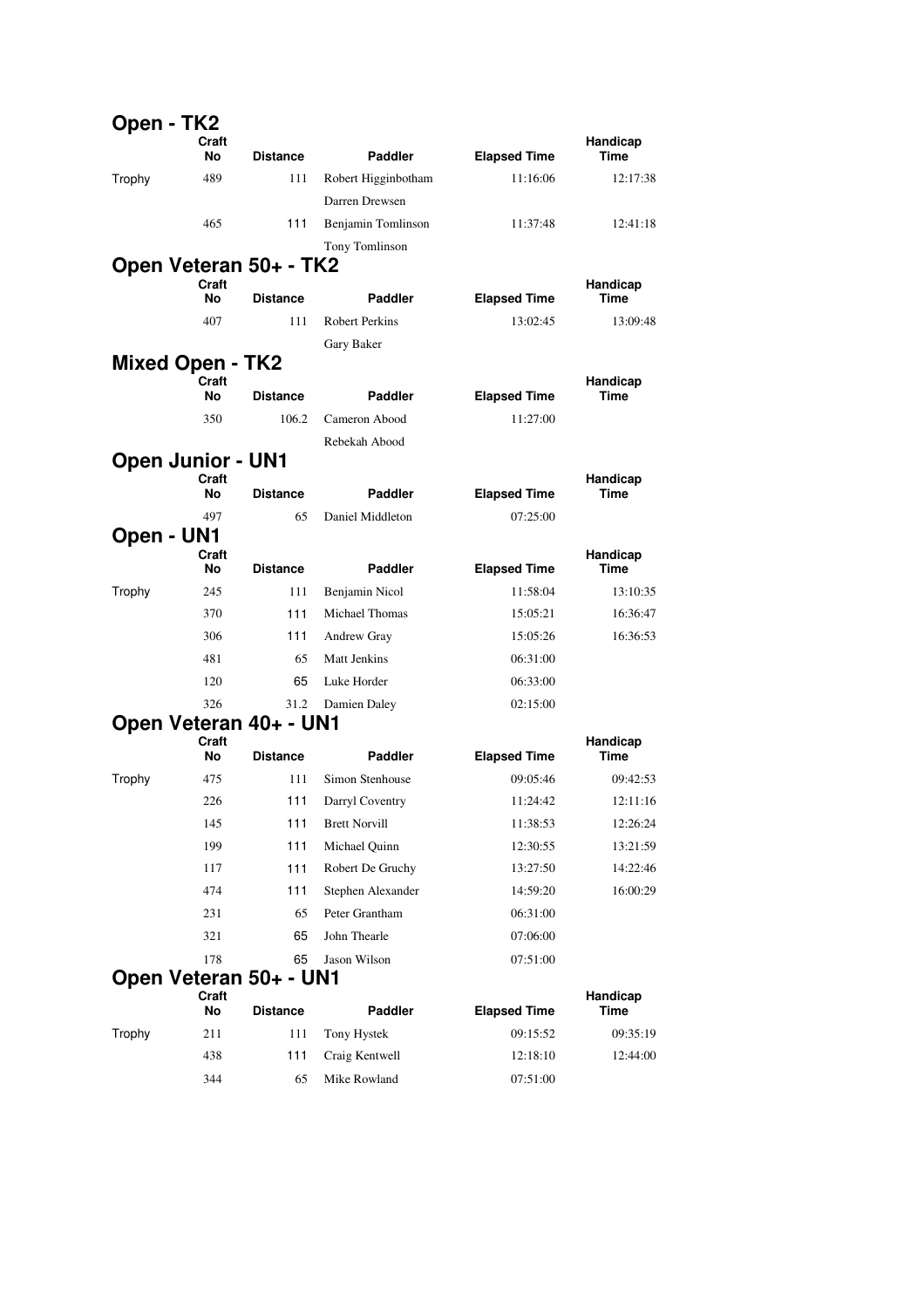## Open - TK2

| | Craft No | Distance | Paddler | Elapsed Time | Handicap Time |
|---|---|---|---|---|---|
| Trophy | 489 | 111 | Robert Higginbotham | 11:16:06 | 12:17:38 |
| | | | Darren Drewsen | | |
| | 465 | 111 | Benjamin Tomlinson | 11:37:48 | 12:41:18 |
| | | | Tony Tomlinson | | |

## Open Veteran 50+ - TK2

| | Craft No | Distance | Paddler | Elapsed Time | Handicap Time |
|---|---|---|---|---|---|
| | 407 | 111 | Robert Perkins | 13:02:45 | 13:09:48 |
| | | | Gary Baker | | |

## Mixed Open - TK2

| | Craft No | Distance | Paddler | Elapsed Time | Handicap Time |
|---|---|---|---|---|---|
| | 350 | 106.2 | Cameron Abood | 11:27:00 | |
| | | | Rebekah Abood | | |

## Open Junior - UN1

| | Craft No | Distance | Paddler | Elapsed Time | Handicap Time |
|---|---|---|---|---|---|
| | 497 | 65 | Daniel Middleton | 07:25:00 | |

## Open - UN1

| | Craft No | Distance | Paddler | Elapsed Time | Handicap Time |
|---|---|---|---|---|---|
| Trophy | 245 | 111 | Benjamin Nicol | 11:58:04 | 13:10:35 |
| | 370 | 111 | Michael Thomas | 15:05:21 | 16:36:47 |
| | 306 | 111 | Andrew Gray | 15:05:26 | 16:36:53 |
| | 481 | 65 | Matt Jenkins | 06:31:00 | |
| | 120 | 65 | Luke Horder | 06:33:00 | |
| | 326 | 31.2 | Damien Daley | 02:15:00 | |

## Open Veteran 40+ - UN1

| | Craft No | Distance | Paddler | Elapsed Time | Handicap Time |
|---|---|---|---|---|---|
| Trophy | 475 | 111 | Simon Stenhouse | 09:05:46 | 09:42:53 |
| | 226 | 111 | Darryl Coventry | 11:24:42 | 12:11:16 |
| | 145 | 111 | Brett Norvill | 11:38:53 | 12:26:24 |
| | 199 | 111 | Michael Quinn | 12:30:55 | 13:21:59 |
| | 117 | 111 | Robert De Gruchy | 13:27:50 | 14:22:46 |
| | 474 | 111 | Stephen Alexander | 14:59:20 | 16:00:29 |
| | 231 | 65 | Peter Grantham | 06:31:00 | |
| | 321 | 65 | John Thearle | 07:06:00 | |
| | 178 | 65 | Jason Wilson | 07:51:00 | |

## Open Veteran 50+ - UN1

| | Craft No | Distance | Paddler | Elapsed Time | Handicap Time |
|---|---|---|---|---|---|
| Trophy | 211 | 111 | Tony Hystek | 09:15:52 | 09:35:19 |
| | 438 | 111 | Craig Kentwell | 12:18:10 | 12:44:00 |
| | 344 | 65 | Mike Rowland | 07:51:00 | |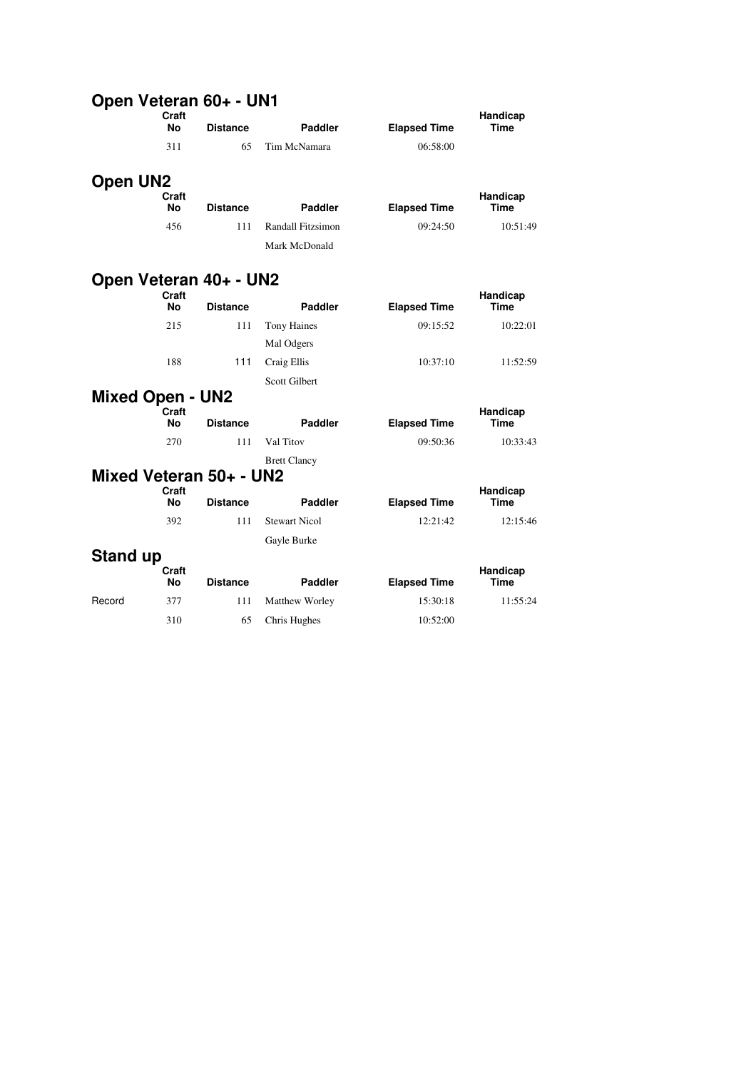## Open Veteran 60+ - UN1

| Craft No | Distance | Paddler | Elapsed Time | Handicap Time |
|---|---|---|---|---|
| 311 | 65 | Tim McNamara | 06:58:00 | |

## Open UN2

| Craft No | Distance | Paddler | Elapsed Time | Handicap Time |
|---|---|---|---|---|
| 456 | 111 | Randall Fitzsimon | 09:24:50 | 10:51:49 |
| | | Mark McDonald | | |

## Open Veteran 40+ - UN2

| Craft No | Distance | Paddler | Elapsed Time | Handicap Time |
|---|---|---|---|---|
| 215 | 111 | Tony Haines | 09:15:52 | 10:22:01 |
| | | Mal Odgers | | |
| 188 | 111 | Craig Ellis | 10:37:10 | 11:52:59 |
| | | Scott Gilbert | | |

## Mixed Open - UN2

| Craft No | Distance | Paddler | Elapsed Time | Handicap Time |
|---|---|---|---|---|
| 270 | 111 | Val Titov | 09:50:36 | 10:33:43 |
| | | Brett Clancy | | |

## Mixed Veteran 50+ - UN2

| Craft No | Distance | Paddler | Elapsed Time | Handicap Time |
|---|---|---|---|---|
| 392 | 111 | Stewart Nicol | 12:21:42 | 12:15:46 |
| | | Gayle Burke | | |

## Stand up

| | Craft No | Distance | Paddler | Elapsed Time | Handicap Time |
|---|---|---|---|---|---|
| Record | 377 | 111 | Matthew Worley | 15:30:18 | 11:55:24 |
| | 310 | 65 | Chris Hughes | 10:52:00 | |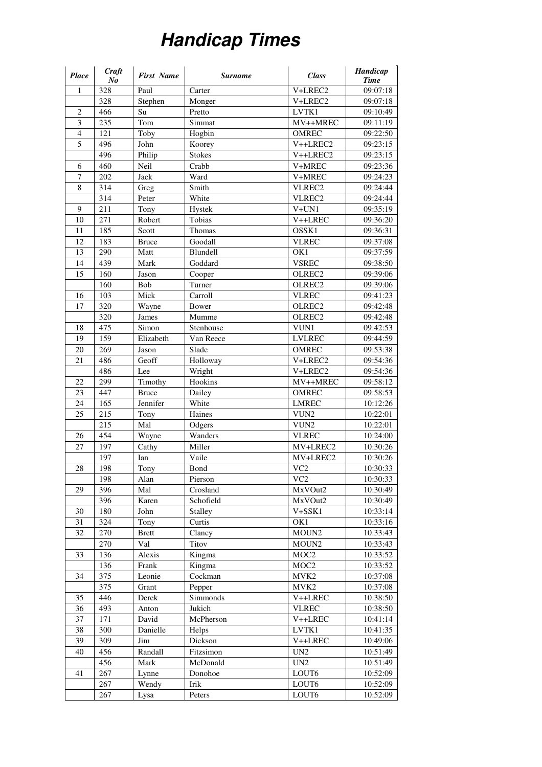# *Handicap Times*

| *Place* | *Craft No* | *First Name* | *Surname* | *Class* | *Handicap Time* |
|---|---|---|---|---|---|
| 1 | 328 | Paul | Carter | V+LREC2 | 09:07:18 |
| | 328 | Stephen | Monger | V+LREC2 | 09:07:18 |
| 2 | 466 | Su | Pretto | LVTK1 | 09:10:49 |
| 3 | 235 | Tom | Simmat | MV++MREC | 09:11:19 |
| 4 | 121 | Toby | Hogbin | OMREC | 09:22:50 |
| 5 | 496 | John | Koorey | V++LREC2 | 09:23:15 |
| | 496 | Philip | Stokes | V++LREC2 | 09:23:15 |
| 6 | 460 | Neil | Crabb | V+MREC | 09:23:36 |
| 7 | 202 | Jack | Ward | V+MREC | 09:24:23 |
| 8 | 314 | Greg | Smith | VLREC2 | 09:24:44 |
| | 314 | Peter | White | VLREC2 | 09:24:44 |
| 9 | 211 | Tony | Hystek | V+UN1 | 09:35:19 |
| 10 | 271 | Robert | Tobias | V++LREC | 09:36:20 |
| 11 | 185 | Scott | Thomas | OSSK1 | 09:36:31 |
| 12 | 183 | Bruce | Goodall | VLREC | 09:37:08 |
| 13 | 290 | Matt | Blundell | OK1 | 09:37:59 |
| 14 | 439 | Mark | Goddard | VSREC | 09:38:50 |
| 15 | 160 | Jason | Cooper | OLREC2 | 09:39:06 |
| | 160 | Bob | Turner | OLREC2 | 09:39:06 |
| 16 | 103 | Mick | Carroll | VLREC | 09:41:23 |
| 17 | 320 | Wayne | Bower | OLREC2 | 09:42:48 |
| | 320 | James | Mumme | OLREC2 | 09:42:48 |
| 18 | 475 | Simon | Stenhouse | VUN1 | 09:42:53 |
| 19 | 159 | Elizabeth | Van Reece | LVLREC | 09:44:59 |
| 20 | 269 | Jason | Slade | OMREC | 09:53:38 |
| 21 | 486 | Geoff | Holloway | V+LREC2 | 09:54:36 |
| | 486 | Lee | Wright | V+LREC2 | 09:54:36 |
| 22 | 299 | Timothy | Hookins | MV++MREC | 09:58:12 |
| 23 | 447 | Bruce | Dailey | OMREC | 09:58:53 |
| 24 | 165 | Jennifer | White | LMREC | 10:12:26 |
| 25 | 215 | Tony | Haines | VUN2 | 10:22:01 |
| | 215 | Mal | Odgers | VUN2 | 10:22:01 |
| 26 | 454 | Wayne | Wanders | VLREC | 10:24:00 |
| 27 | 197 | Cathy | Miller | MV+LREC2 | 10:30:26 |
| | 197 | Ian | Vaile | MV+LREC2 | 10:30:26 |
| 28 | 198 | Tony | Bond | VC2 | 10:30:33 |
| | 198 | Alan | Pierson | VC2 | 10:30:33 |
| 29 | 396 | Mal | Crosland | MxVOut2 | 10:30:49 |
| | 396 | Karen | Schofield | MxVOut2 | 10:30:49 |
| 30 | 180 | John | Stalley | V+SSK1 | 10:33:14 |
| 31 | 324 | Tony | Curtis | OK1 | 10:33:16 |
| 32 | 270 | Brett | Clancy | MOUN2 | 10:33:43 |
| | 270 | Val | Titov | MOUN2 | 10:33:43 |
| 33 | 136 | Alexis | Kingma | MOC2 | 10:33:52 |
| | 136 | Frank | Kingma | MOC2 | 10:33:52 |
| 34 | 375 | Leonie | Cockman | MVK2 | 10:37:08 |
| | 375 | Grant | Pepper | MVK2 | 10:37:08 |
| 35 | 446 | Derek | Simmonds | V++LREC | 10:38:50 |
| 36 | 493 | Anton | Jukich | VLREC | 10:38:50 |
| 37 | 171 | David | McPherson | V++LREC | 10:41:14 |
| 38 | 300 | Danielle | Helps | LVTK1 | 10:41:35 |
| 39 | 309 | Jim | Dickson | V++LREC | 10:49:06 |
| 40 | 456 | Randall | Fitzsimon | UN2 | 10:51:49 |
| | 456 | Mark | McDonald | UN2 | 10:51:49 |
| 41 | 267 | Lynne | Donohoe | LOUT6 | 10:52:09 |
| | 267 | Wendy | Irik | LOUT6 | 10:52:09 |
| | 267 | Lysa | Peters | LOUT6 | 10:52:09 |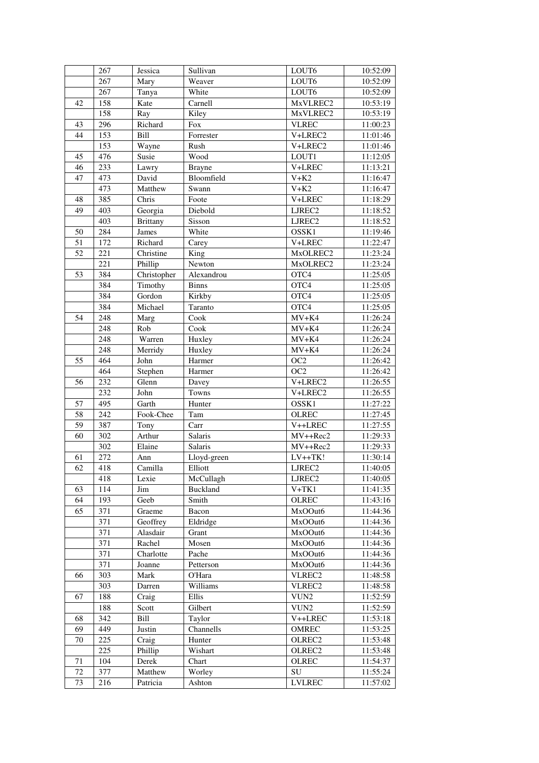| | | | | | |
|---|---|---|---|---|---|
| | 267 | Jessica | Sullivan | LOUT6 | 10:52:09 |
| | 267 | Mary | Weaver | LOUT6 | 10:52:09 |
| | 267 | Tanya | White | LOUT6 | 10:52:09 |
| 42 | 158 | Kate | Carnell | MxVLREC2 | 10:53:19 |
| | 158 | Ray | Kiley | MxVLREC2 | 10:53:19 |
| 43 | 296 | Richard | Fox | VLREC | 11:00:23 |
| 44 | 153 | Bill | Forrester | V+LREC2 | 11:01:46 |
| | 153 | Wayne | Rush | V+LREC2 | 11:01:46 |
| 45 | 476 | Susie | Wood | LOUT1 | 11:12:05 |
| 46 | 233 | Lawry | Brayne | V+LREC | 11:13:21 |
| 47 | 473 | David | Bloomfield | V+K2 | 11:16:47 |
| | 473 | Matthew | Swann | V+K2 | 11:16:47 |
| 48 | 385 | Chris | Foote | V+LREC | 11:18:29 |
| 49 | 403 | Georgia | Diebold | LJREC2 | 11:18:52 |
| | 403 | Brittany | Sisson | LJREC2 | 11:18:52 |
| 50 | 284 | James | White | OSSK1 | 11:19:46 |
| 51 | 172 | Richard | Carey | V+LREC | 11:22:47 |
| 52 | 221 | Christine | King | MxOLREC2 | 11:23:24 |
| | 221 | Phillip | Newton | MxOLREC2 | 11:23:24 |
| 53 | 384 | Christopher | Alexandrou | OTC4 | 11:25:05 |
| | 384 | Timothy | Binns | OTC4 | 11:25:05 |
| | 384 | Gordon | Kirkby | OTC4 | 11:25:05 |
| | 384 | Michael | Taranto | OTC4 | 11:25:05 |
| 54 | 248 | Marg | Cook | MV+K4 | 11:26:24 |
| | 248 | Rob | Cook | MV+K4 | 11:26:24 |
| | 248 | Warren | Huxley | MV+K4 | 11:26:24 |
| | 248 | Merridy | Huxley | MV+K4 | 11:26:24 |
| 55 | 464 | John | Harmer | OC2 | 11:26:42 |
| | 464 | Stephen | Harmer | OC2 | 11:26:42 |
| 56 | 232 | Glenn | Davey | V+LREC2 | 11:26:55 |
| | 232 | John | Towns | V+LREC2 | 11:26:55 |
| 57 | 495 | Garth | Hunter | OSSK1 | 11:27:22 |
| 58 | 242 | Fook-Chee | Tam | OLREC | 11:27:45 |
| 59 | 387 | Tony | Carr | V++LREC | 11:27:55 |
| 60 | 302 | Arthur | Salaris | MV++Rec2 | 11:29:33 |
| | 302 | Elaine | Salaris | MV++Rec2 | 11:29:33 |
| 61 | 272 | Ann | Lloyd-green | LV++TK! | 11:30:14 |
| 62 | 418 | Camilla | Elliott | LJREC2 | 11:40:05 |
| | 418 | Lexie | McCullagh | LJREC2 | 11:40:05 |
| 63 | 114 | Jim | Buckland | V+TK1 | 11:41:35 |
| 64 | 193 | Geeb | Smith | OLREC | 11:43:16 |
| 65 | 371 | Graeme | Bacon | MxOOut6 | 11:44:36 |
| | 371 | Geoffrey | Eldridge | MxOOut6 | 11:44:36 |
| | 371 | Alasdair | Grant | MxOOut6 | 11:44:36 |
| | 371 | Rachel | Mosen | MxOOut6 | 11:44:36 |
| | 371 | Charlotte | Pache | MxOOut6 | 11:44:36 |
| | 371 | Joanne | Petterson | MxOOut6 | 11:44:36 |
| 66 | 303 | Mark | O'Hara | VLREC2 | 11:48:58 |
| | 303 | Darren | Williams | VLREC2 | 11:48:58 |
| 67 | 188 | Craig | Ellis | VUN2 | 11:52:59 |
| | 188 | Scott | Gilbert | VUN2 | 11:52:59 |
| 68 | 342 | Bill | Taylor | V++LREC | 11:53:18 |
| 69 | 449 | Justin | Channells | OMREC | 11:53:25 |
| 70 | 225 | Craig | Hunter | OLREC2 | 11:53:48 |
| | 225 | Phillip | Wishart | OLREC2 | 11:53:48 |
| 71 | 104 | Derek | Chart | OLREC | 11:54:37 |
| 72 | 377 | Matthew | Worley | SU | 11:55:24 |
| 73 | 216 | Patricia | Ashton | LVLREC | 11:57:02 |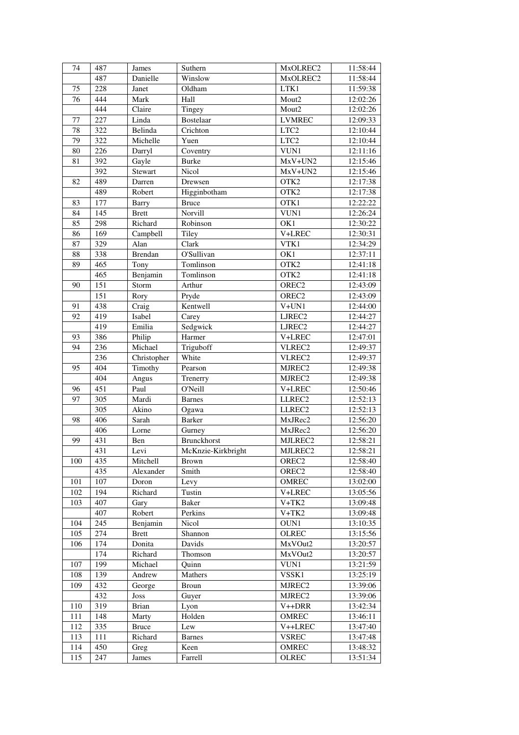| 74 | 487 | James | Suthern | MxOLREC2 | 11:58:44 |
|---|---|---|---|---|---|
| | 487 | Danielle | Winslow | MxOLREC2 | 11:58:44 |
| 75 | 228 | Janet | Oldham | LTK1 | 11:59:38 |
| 76 | 444 | Mark | Hall | Mout2 | 12:02:26 |
| | 444 | Claire | Tingey | Mout2 | 12:02:26 |
| 77 | 227 | Linda | Bostelaar | LVMREC | 12:09:33 |
| 78 | 322 | Belinda | Crichton | LTC2 | 12:10:44 |
| 79 | 322 | Michelle | Yuen | LTC2 | 12:10:44 |
| 80 | 226 | Darryl | Coventry | VUN1 | 12:11:16 |
| 81 | 392 | Gayle | Burke | MxV+UN2 | 12:15:46 |
| | 392 | Stewart | Nicol | MxV+UN2 | 12:15:46 |
| 82 | 489 | Darren | Drewsen | OTK2 | 12:17:38 |
| | 489 | Robert | Higginbotham | OTK2 | 12:17:38 |
| 83 | 177 | Barry | Bruce | OTK1 | 12:22:22 |
| 84 | 145 | Brett | Norvill | VUN1 | 12:26:24 |
| 85 | 298 | Richard | Robinson | OK1 | 12:30:22 |
| 86 | 169 | Campbell | Tiley | V+LREC | 12:30:31 |
| 87 | 329 | Alan | Clark | VTK1 | 12:34:29 |
| 88 | 338 | Brendan | O'Sullivan | OK1 | 12:37:11 |
| 89 | 465 | Tony | Tomlinson | OTK2 | 12:41:18 |
| | 465 | Benjamin | Tomlinson | OTK2 | 12:41:18 |
| 90 | 151 | Storm | Arthur | OREC2 | 12:43:09 |
| | 151 | Rory | Pryde | OREC2 | 12:43:09 |
| 91 | 438 | Craig | Kentwell | V+UN1 | 12:44:00 |
| 92 | 419 | Isabel | Carey | LJREC2 | 12:44:27 |
| | 419 | Emilia | Sedgwick | LJREC2 | 12:44:27 |
| 93 | 386 | Philip | Harmer | V+LREC | 12:47:01 |
| 94 | 236 | Michael | Triguboff | VLREC2 | 12:49:37 |
| | 236 | Christopher | White | VLREC2 | 12:49:37 |
| 95 | 404 | Timothy | Pearson | MJREC2 | 12:49:38 |
| | 404 | Angus | Trenerry | MJREC2 | 12:49:38 |
| 96 | 451 | Paul | O'Neill | V+LREC | 12:50:46 |
| 97 | 305 | Mardi | Barnes | LLREC2 | 12:52:13 |
| | 305 | Akino | Ogawa | LLREC2 | 12:52:13 |
| 98 | 406 | Sarah | Barker | MxJRec2 | 12:56:20 |
| | 406 | Lorne | Gurney | MxJRec2 | 12:56:20 |
| 99 | 431 | Ben | Brunckhorst | MJLREC2 | 12:58:21 |
| | 431 | Levi | McKnzie-Kirkbright | MJLREC2 | 12:58:21 |
| 100 | 435 | Mitchell | Brown | OREC2 | 12:58:40 |
| | 435 | Alexander | Smith | OREC2 | 12:58:40 |
| 101 | 107 | Doron | Levy | OMREC | 13:02:00 |
| 102 | 194 | Richard | Tustin | V+LREC | 13:05:56 |
| 103 | 407 | Gary | Baker | V+TK2 | 13:09:48 |
| | 407 | Robert | Perkins | V+TK2 | 13:09:48 |
| 104 | 245 | Benjamin | Nicol | OUN1 | 13:10:35 |
| 105 | 274 | Brett | Shannon | OLREC | 13:15:56 |
| 106 | 174 | Donita | Davids | MxVOut2 | 13:20:57 |
| | 174 | Richard | Thomson | MxVOut2 | 13:20:57 |
| 107 | 199 | Michael | Quinn | VUN1 | 13:21:59 |
| 108 | 139 | Andrew | Mathers | VSSK1 | 13:25:19 |
| 109 | 432 | George | Broun | MJREC2 | 13:39:06 |
| | 432 | Joss | Guyer | MJREC2 | 13:39:06 |
| 110 | 319 | Brian | Lyon | V++DRR | 13:42:34 |
| 111 | 148 | Marty | Holden | OMREC | 13:46:11 |
| 112 | 335 | Bruce | Lew | V++LREC | 13:47:40 |
| 113 | 111 | Richard | Barnes | VSREC | 13:47:48 |
| 114 | 450 | Greg | Keen | OMREC | 13:48:32 |
| 115 | 247 | James | Farrell | OLREC | 13:51:34 |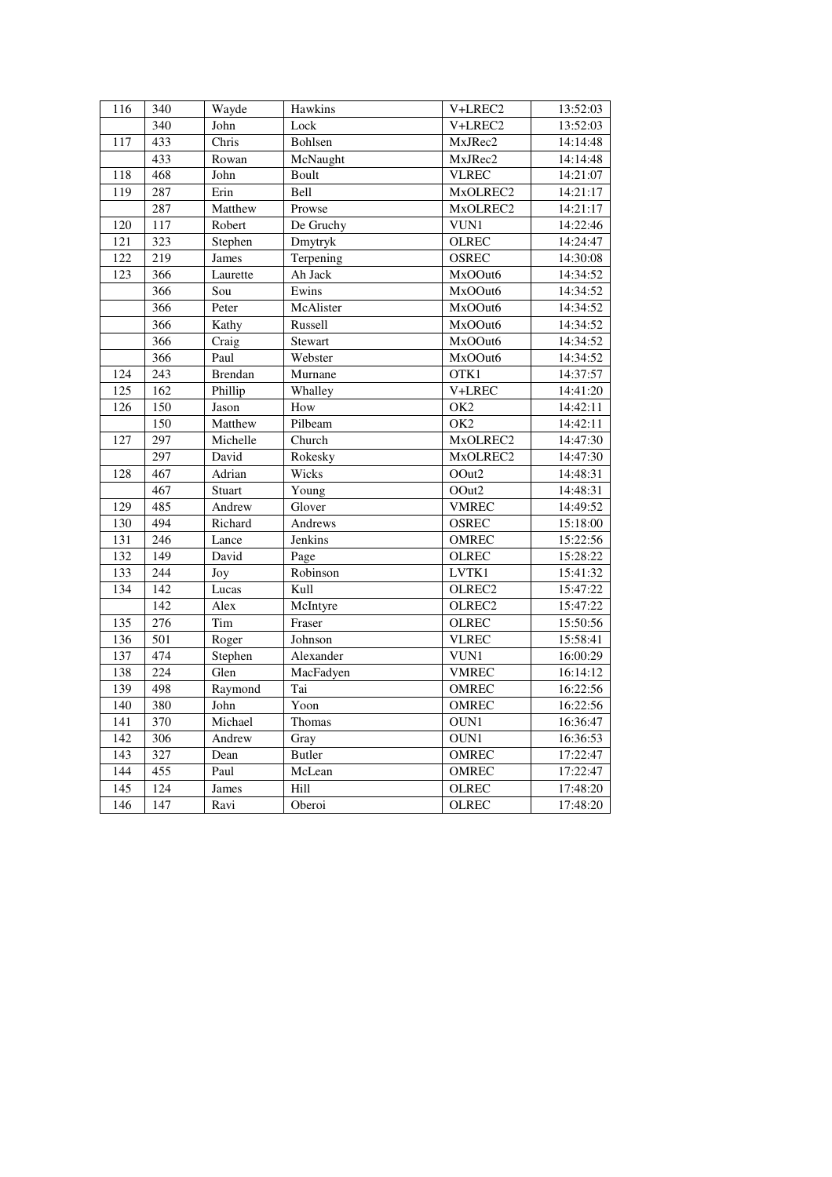| | | | | | |
|---|---|---|---|---|---|
| 116 | 340 | Wayde | Hawkins | V+LREC2 | 13:52:03 |
| | 340 | John | Lock | V+LREC2 | 13:52:03 |
| 117 | 433 | Chris | Bohlsen | MxJRec2 | 14:14:48 |
| | 433 | Rowan | McNaught | MxJRec2 | 14:14:48 |
| 118 | 468 | John | Boult | VLREC | 14:21:07 |
| 119 | 287 | Erin | Bell | MxOLREC2 | 14:21:17 |
| | 287 | Matthew | Prowse | MxOLREC2 | 14:21:17 |
| 120 | 117 | Robert | De Gruchy | VUN1 | 14:22:46 |
| 121 | 323 | Stephen | Dmytryk | OLREC | 14:24:47 |
| 122 | 219 | James | Terpening | OSREC | 14:30:08 |
| 123 | 366 | Laurette | Ah Jack | MxOOut6 | 14:34:52 |
| | 366 | Sou | Ewins | MxOOut6 | 14:34:52 |
| | 366 | Peter | McAlister | MxOOut6 | 14:34:52 |
| | 366 | Kathy | Russell | MxOOut6 | 14:34:52 |
| | 366 | Craig | Stewart | MxOOut6 | 14:34:52 |
| | 366 | Paul | Webster | MxOOut6 | 14:34:52 |
| 124 | 243 | Brendan | Murnane | OTK1 | 14:37:57 |
| 125 | 162 | Phillip | Whalley | V+LREC | 14:41:20 |
| 126 | 150 | Jason | How | OK2 | 14:42:11 |
| | 150 | Matthew | Pilbeam | OK2 | 14:42:11 |
| 127 | 297 | Michelle | Church | MxOLREC2 | 14:47:30 |
| | 297 | David | Rokesky | MxOLREC2 | 14:47:30 |
| 128 | 467 | Adrian | Wicks | OOut2 | 14:48:31 |
| | 467 | Stuart | Young | OOut2 | 14:48:31 |
| 129 | 485 | Andrew | Glover | VMREC | 14:49:52 |
| 130 | 494 | Richard | Andrews | OSREC | 15:18:00 |
| 131 | 246 | Lance | Jenkins | OMREC | 15:22:56 |
| 132 | 149 | David | Page | OLREC | 15:28:22 |
| 133 | 244 | Joy | Robinson | LVTK1 | 15:41:32 |
| 134 | 142 | Lucas | Kull | OLREC2 | 15:47:22 |
| | 142 | Alex | McIntyre | OLREC2 | 15:47:22 |
| 135 | 276 | Tim | Fraser | OLREC | 15:50:56 |
| 136 | 501 | Roger | Johnson | VLREC | 15:58:41 |
| 137 | 474 | Stephen | Alexander | VUN1 | 16:00:29 |
| 138 | 224 | Glen | MacFadyen | VMREC | 16:14:12 |
| 139 | 498 | Raymond | Tai | OMREC | 16:22:56 |
| 140 | 380 | John | Yoon | OMREC | 16:22:56 |
| 141 | 370 | Michael | Thomas | OUN1 | 16:36:47 |
| 142 | 306 | Andrew | Gray | OUN1 | 16:36:53 |
| 143 | 327 | Dean | Butler | OMREC | 17:22:47 |
| 144 | 455 | Paul | McLean | OMREC | 17:22:47 |
| 145 | 124 | James | Hill | OLREC | 17:48:20 |
| 146 | 147 | Ravi | Oberoi | OLREC | 17:48:20 |